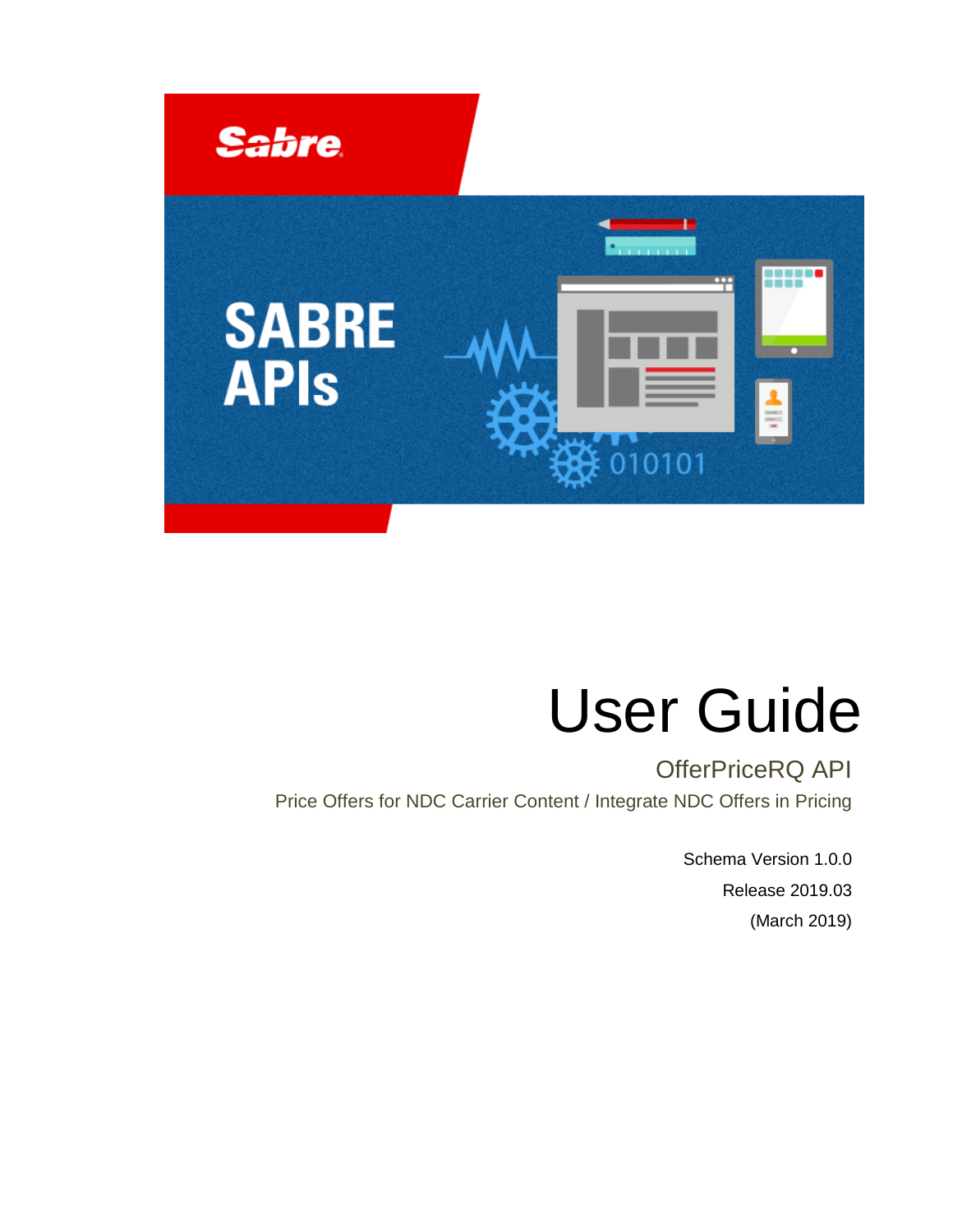# User Guide

## OfferPriceRQ API

Price Offers for NDC Carrier Content / Integrate NDC Offers in Pricing

Schema Version 1.0.0

Release 2019.03

(March 2019)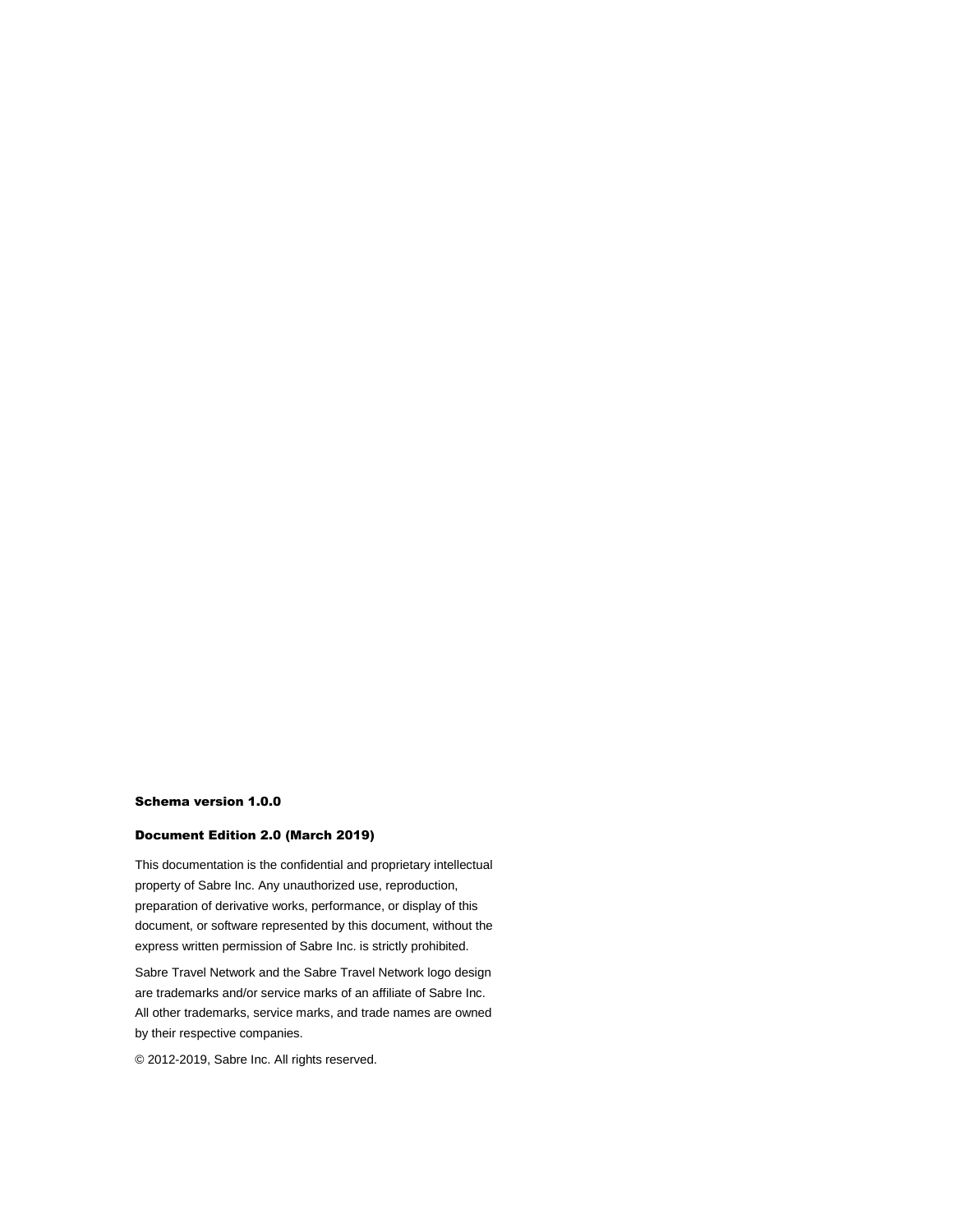**Schema version 1.0.0**

**Document Edition 2.0 (March 2019)**

This documentation is the confidential and proprietary intellectual property of Sabre Inc. Any unauthorized use, reproduction, preparation of derivative works, performance, or display of this document, or software represented by this document, without the express written permission of Sabre Inc. is strictly prohibited.

Sabre Travel Network and the Sabre Travel Network logo design are trademarks and/or service marks of an affiliate of Sabre Inc. All other trademarks, service marks, and trade names are owned by their respective companies.

© 2012-2019, Sabre Inc. All rights reserved.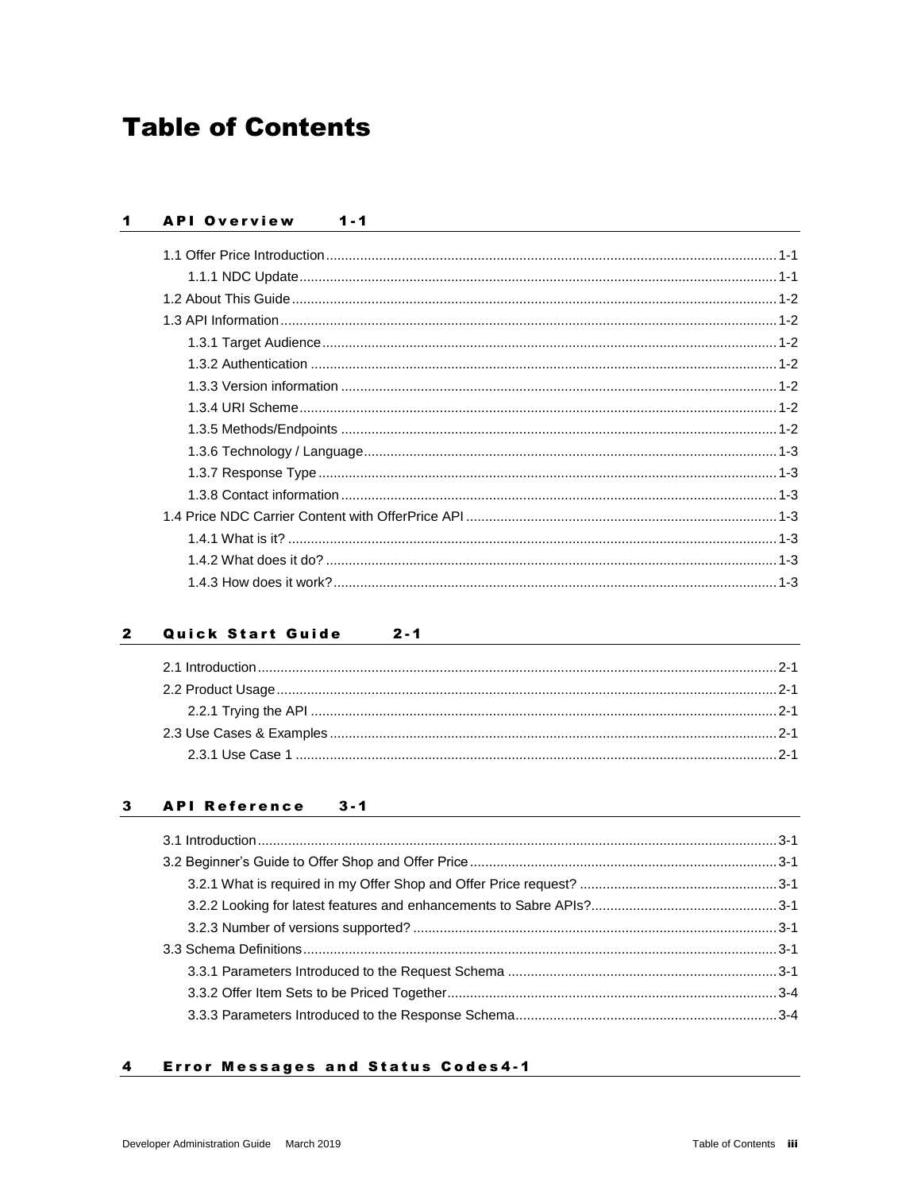# Table of Contents

## 1 API Overview 1-1

- 1.1 Offer Price Introduction ... 1-1
  - 1.1.1 NDC Update ... 1-1
- 1.2 About This Guide ... 1-2
- 1.3 API Information ... 1-2
  - 1.3.1 Target Audience ... 1-2
  - 1.3.2 Authentication ... 1-2
  - 1.3.3 Version information ... 1-2
  - 1.3.4 URI Scheme ... 1-2
  - 1.3.5 Methods/Endpoints ... 1-2
  - 1.3.6 Technology / Language ... 1-3
  - 1.3.7 Response Type ... 1-3
  - 1.3.8 Contact information ... 1-3
- 1.4 Price NDC Carrier Content with OfferPrice API ... 1-3
  - 1.4.1 What is it? ... 1-3
  - 1.4.2 What does it do? ... 1-3
  - 1.4.3 How does it work? ... 1-3

## 2 Quick Start Guide 2-1

- 2.1 Introduction ... 2-1
- 2.2 Product Usage ... 2-1
  - 2.2.1 Trying the API ... 2-1
- 2.3 Use Cases & Examples ... 2-1
  - 2.3.1 Use Case 1 ... 2-1

## 3 API Reference 3-1

- 3.1 Introduction ... 3-1
- 3.2 Beginner's Guide to Offer Shop and Offer Price ... 3-1
  - 3.2.1 What is required in my Offer Shop and Offer Price request? ... 3-1
  - 3.2.2 Looking for latest features and enhancements to Sabre APIs? ... 3-1
  - 3.2.3 Number of versions supported? ... 3-1
- 3.3 Schema Definitions ... 3-1
  - 3.3.1 Parameters Introduced to the Request Schema ... 3-1
  - 3.3.2 Offer Item Sets to be Priced Together ... 3-4
  - 3.3.3 Parameters Introduced to the Response Schema ... 3-4

## 4 Error Messages and Status Codes 4-1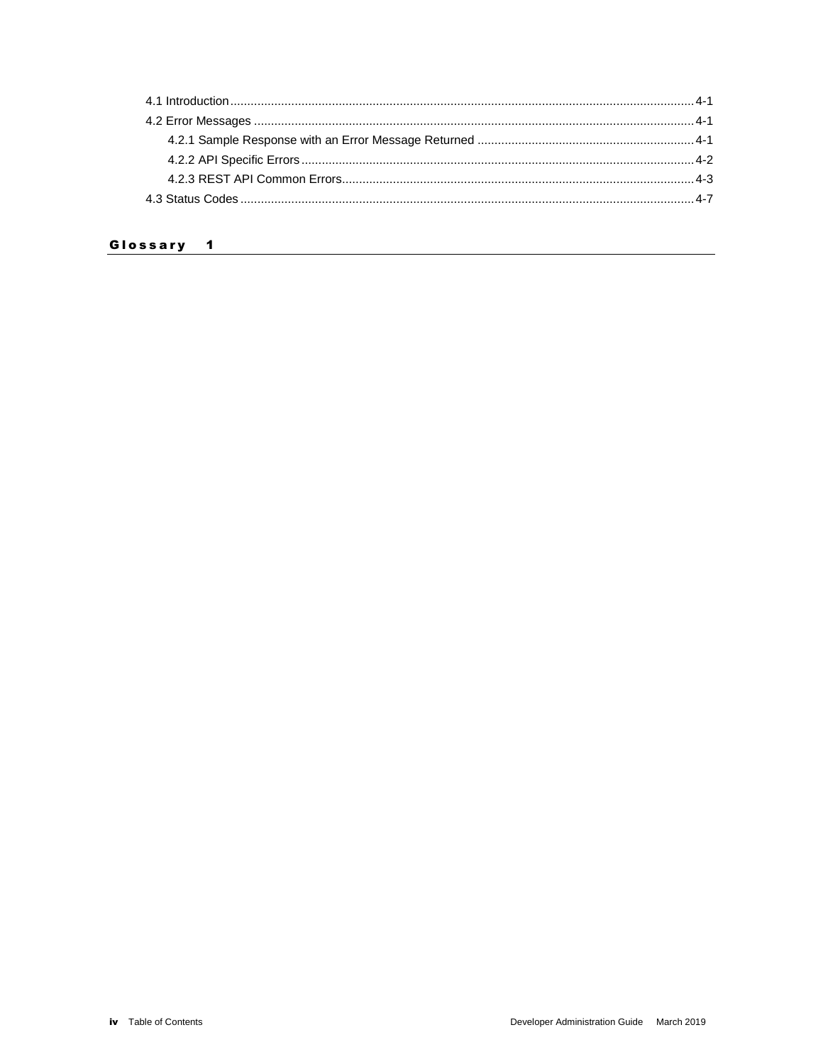4.1 Introduction........................................................................................................................................4-1
4.2 Error Messages .................................................................................................................................4-1
    4.2.1 Sample Response with an Error Message Returned ...............................................................4-1
    4.2.2 API Specific Errors...................................................................................................................4-2
    4.2.3 REST API Common Errors.......................................................................................................4-3
4.3 Status Codes .....................................................................................................................................4-7

## Glossary 1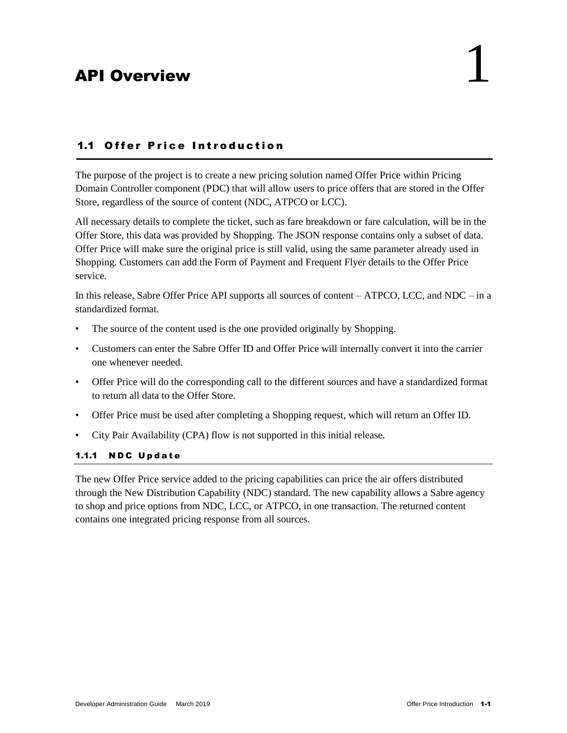# 1 API Overview

## 1.1 Offer Price Introduction

The purpose of the project is to create a new pricing solution named Offer Price within Pricing Domain Controller component (PDC) that will allow users to price offers that are stored in the Offer Store, regardless of the source of content (NDC, ATPCO or LCC).

All necessary details to complete the ticket, such as fare breakdown or fare calculation, will be in the Offer Store, this data was provided by Shopping. The JSON response contains only a subset of data. Offer Price will make sure the original price is still valid, using the same parameter already used in Shopping. Customers can add the Form of Payment and Frequent Flyer details to the Offer Price service.

In this release, Sabre Offer Price API supports all sources of content – ATPCO, LCC, and NDC – in a standardized format.

- The source of the content used is the one provided originally by Shopping.
- Customers can enter the Sabre Offer ID and Offer Price will internally convert it into the carrier one whenever needed.
- Offer Price will do the corresponding call to the different sources and have a standardized format to return all data to the Offer Store.
- Offer Price must be used after completing a Shopping request, which will return an Offer ID.
- City Pair Availability (CPA) flow is not supported in this initial release.

### 1.1.1 NDC Update

The new Offer Price service added to the pricing capabilities can price the air offers distributed through the New Distribution Capability (NDC) standard. The new capability allows a Sabre agency to shop and price options from NDC, LCC, or ATPCO, in one transaction. The returned content contains one integrated pricing response from all sources.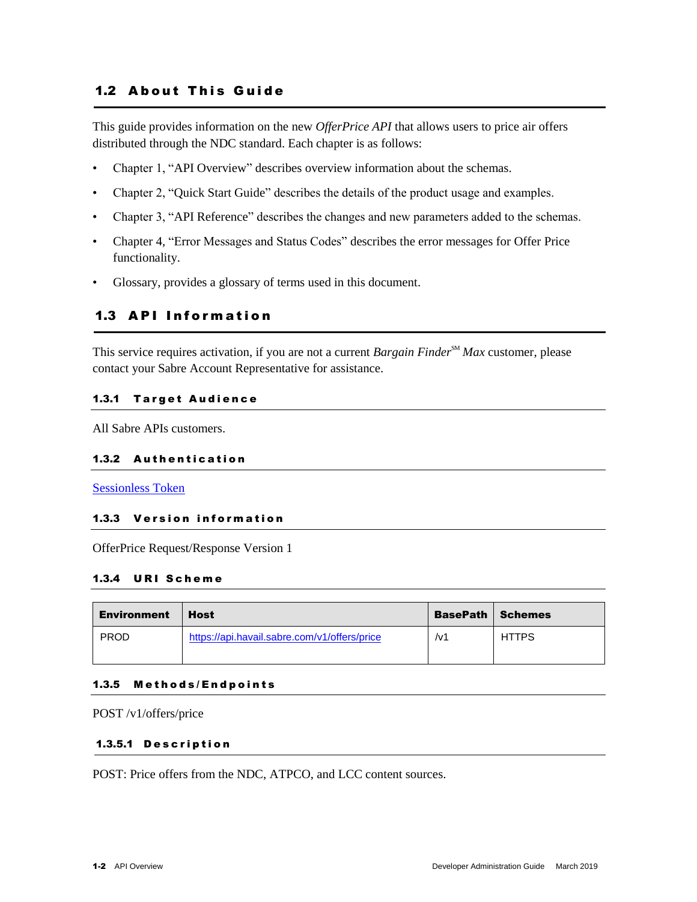## 1.2 About This Guide

This guide provides information on the new *OfferPrice API* that allows users to price air offers distributed through the NDC standard. Each chapter is as follows:

- Chapter 1, "API Overview" describes overview information about the schemas.
- Chapter 2, "Quick Start Guide" describes the details of the product usage and examples.
- Chapter 3, "API Reference" describes the changes and new parameters added to the schemas.
- Chapter 4, "Error Messages and Status Codes" describes the error messages for Offer Price functionality.
- Glossary, provides a glossary of terms used in this document.

## 1.3 API Information

This service requires activation, if you are not a current *Bargain Finder*℠ *Max* customer, please contact your Sabre Account Representative for assistance.

### 1.3.1 Target Audience

All Sabre APIs customers.

### 1.3.2 Authentication

Sessionless Token

### 1.3.3 Version information

OfferPrice Request/Response Version 1

### 1.3.4 URI Scheme

| Environment | Host | BasePath | Schemes |
| --- | --- | --- | --- |
| PROD | https://api.havail.sabre.com/v1/offers/price | /v1 | HTTPS |

### 1.3.5 Methods/Endpoints

POST /v1/offers/price

#### 1.3.5.1 Description

POST: Price offers from the NDC, ATPCO, and LCC content sources.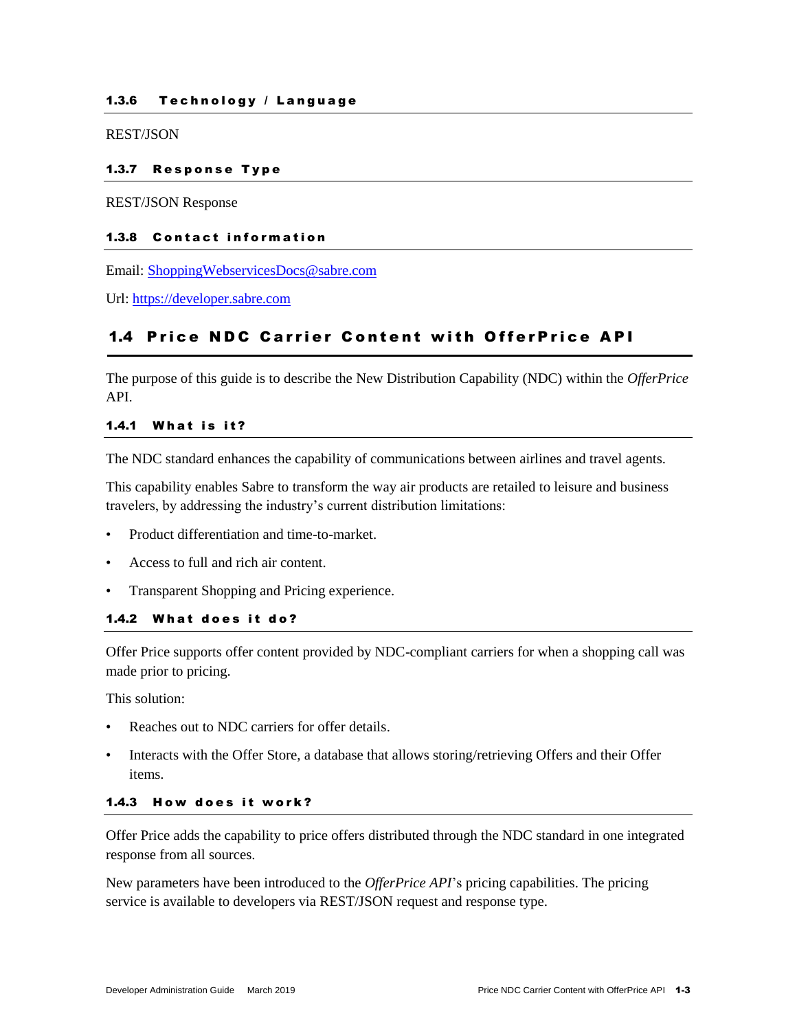### 1.3.6 Technology / Language

REST/JSON

### 1.3.7 Response Type

REST/JSON Response

### 1.3.8 Contact information

Email: [ShoppingWebservicesDocs@sabre.com](mailto:ShoppingWebservicesDocs@sabre.com)

Url: [https://developer.sabre.com](https://developer.sabre.com)

## 1.4 Price NDC Carrier Content with OfferPrice API

The purpose of this guide is to describe the New Distribution Capability (NDC) within the *OfferPrice* API.

### 1.4.1 What is it?

The NDC standard enhances the capability of communications between airlines and travel agents.

This capability enables Sabre to transform the way air products are retailed to leisure and business travelers, by addressing the industry's current distribution limitations:

- Product differentiation and time-to-market.
- Access to full and rich air content.
- Transparent Shopping and Pricing experience.

### 1.4.2 What does it do?

Offer Price supports offer content provided by NDC-compliant carriers for when a shopping call was made prior to pricing.

This solution:

- Reaches out to NDC carriers for offer details.
- Interacts with the Offer Store, a database that allows storing/retrieving Offers and their Offer items.

### 1.4.3 How does it work?

Offer Price adds the capability to price offers distributed through the NDC standard in one integrated response from all sources.

New parameters have been introduced to the *OfferPrice API*'s pricing capabilities. The pricing service is available to developers via REST/JSON request and response type.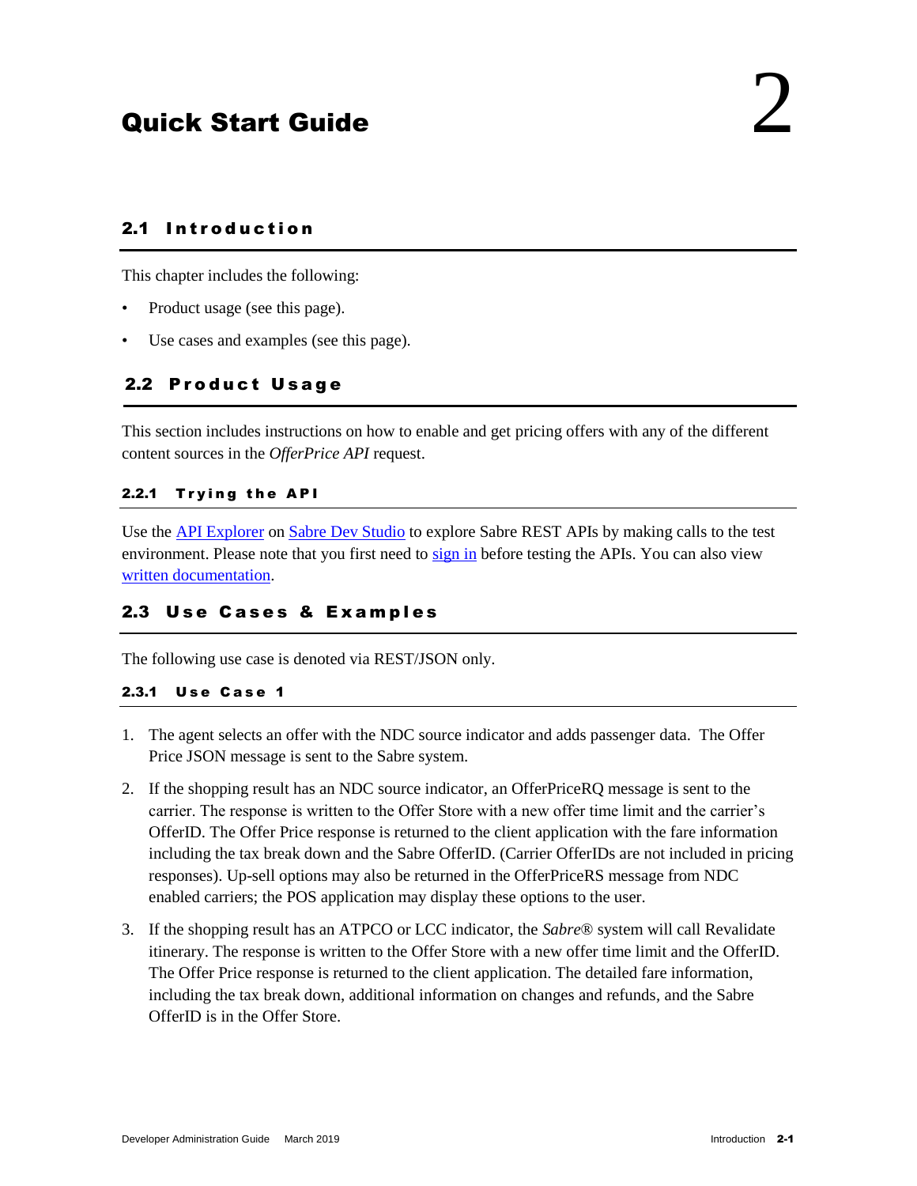# Quick Start Guide 2

## 2.1 Introduction

This chapter includes the following:

- Product usage (see this page).
- Use cases and examples (see this page).

## 2.2 Product Usage

This section includes instructions on how to enable and get pricing offers with any of the different content sources in the *OfferPrice API* request.

### 2.2.1 Trying the API

Use the API Explorer on Sabre Dev Studio to explore Sabre REST APIs by making calls to the test environment. Please note that you first need to sign in before testing the APIs. You can also view written documentation.

## 2.3 Use Cases & Examples

The following use case is denoted via REST/JSON only.

### 2.3.1 Use Case 1

1. The agent selects an offer with the NDC source indicator and adds passenger data. The Offer Price JSON message is sent to the Sabre system.
2. If the shopping result has an NDC source indicator, an OfferPriceRQ message is sent to the carrier. The response is written to the Offer Store with a new offer time limit and the carrier's OfferID. The Offer Price response is returned to the client application with the fare information including the tax break down and the Sabre OfferID. (Carrier OfferIDs are not included in pricing responses). Up-sell options may also be returned in the OfferPriceRS message from NDC enabled carriers; the POS application may display these options to the user.
3. If the shopping result has an ATPCO or LCC indicator, the *Sabre®* system will call Revalidate itinerary. The response is written to the Offer Store with a new offer time limit and the OfferID. The Offer Price response is returned to the client application. The detailed fare information, including the tax break down, additional information on changes and refunds, and the Sabre OfferID is in the Offer Store.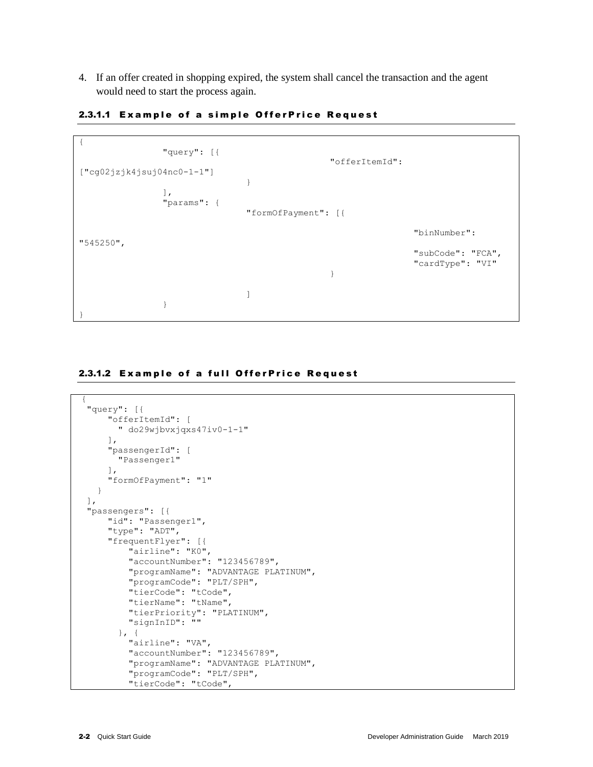4. If an offer created in shopping expired, the system shall cancel the transaction and the agent would need to start the process again.

#### 2.3.1.1 Example of a simple OfferPrice Request

```
{
                "query": [{
                                                "offerItemId":
["cg02jzjk4jsuj04nc0-1-1"]
                                }
                ],
                "params": {
                                "formOfPayment": [{

                                                                "binNumber":
"545250",
                                                                "subCode": "FCA",
                                                                "cardType": "VI"
                                                }

                                ]
                }
}
```

#### 2.3.1.2 Example of a full OfferPrice Request

```
{
 "query": [{
     "offerItemId": [
       " do29wjbvxjqxs47iv0-1-1"
     ],
     "passengerId": [
       "Passenger1"
     ],
     "formOfPayment": "1"
   }
 ],
 "passengers": [{
     "id": "Passenger1",
     "type": "ADT",
     "frequentFlyer": [{
         "airline": "K0",
         "accountNumber": "123456789",
         "programName": "ADVANTAGE PLATINUM",
         "programCode": "PLT/SPH",
         "tierCode": "tCode",
         "tierName": "tName",
         "tierPriority": "PLATINUM",
         "signInID": ""
       }, {
         "airline": "VA",
         "accountNumber": "123456789",
         "programName": "ADVANTAGE PLATINUM",
         "programCode": "PLT/SPH",
         "tierCode": "tCode",
```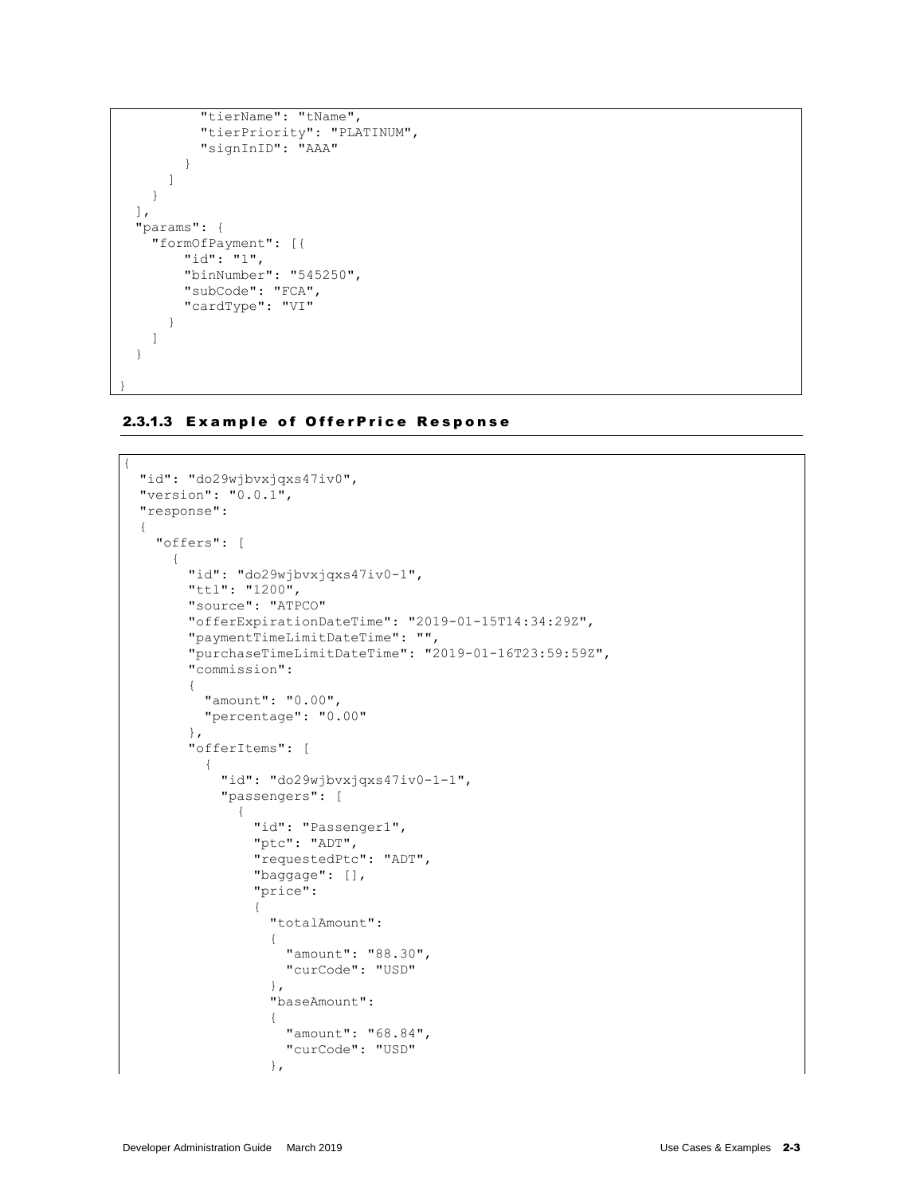```
          "tierName": "tName",
          "tierPriority": "PLATINUM",
          "signInID": "AAA"
        }
      ]
    }
  ],
  "params": {
    "formOfPayment": [{
        "id": "1",
        "binNumber": "545250",
        "subCode": "FCA",
        "cardType": "VI"
      }
    ]
  }

}
```

### 2.3.1.3 Example of OfferPrice Response

```
{
  "id": "do29wjbvxjqxs47iv0",
  "version": "0.0.1",
  "response":
  {
    "offers": [
      {
        "id": "do29wjbvxjqxs47iv0-1",
        "ttl": "1200",
        "source": "ATPCO"
        "offerExpirationDateTime": "2019-01-15T14:34:29Z",
        "paymentTimeLimitDateTime": "",
        "purchaseTimeLimitDateTime": "2019-01-16T23:59:59Z",
        "commission":
        {
          "amount": "0.00",
          "percentage": "0.00"
        },
        "offerItems": [
          {
            "id": "do29wjbvxjqxs47iv0-1-1",
            "passengers": [
              {
                "id": "Passenger1",
                "ptc": "ADT",
                "requestedPtc": "ADT",
                "baggage": [],
                "price":
                {
                  "totalAmount":
                  {
                    "amount": "88.30",
                    "curCode": "USD"
                  },
                  "baseAmount":
                  {
                    "amount": "68.84",
                    "curCode": "USD"
                  },
```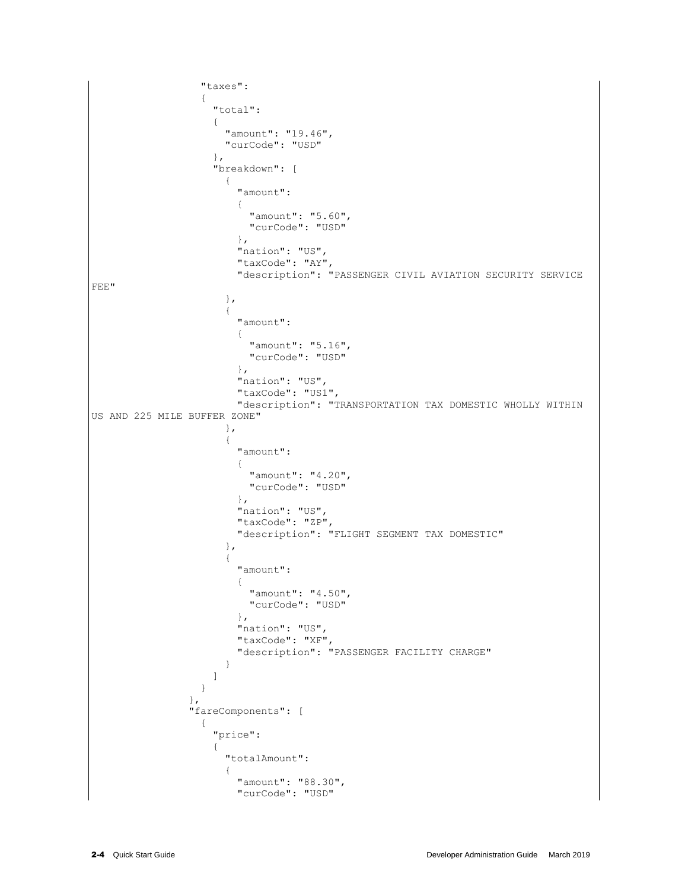```
                  "taxes":
                  {
                    "total":
                    {
                      "amount": "19.46",
                      "curCode": "USD"
                    },
                    "breakdown": [
                      {
                        "amount":
                        {
                          "amount": "5.60",
                          "curCode": "USD"
                        },
                        "nation": "US",
                        "taxCode": "AY",
                        "description": "PASSENGER CIVIL AVIATION SECURITY SERVICE
FEE"
                      },
                      {
                        "amount":
                        {
                          "amount": "5.16",
                          "curCode": "USD"
                        },
                        "nation": "US",
                        "taxCode": "US1",
                        "description": "TRANSPORTATION TAX DOMESTIC WHOLLY WITHIN
US AND 225 MILE BUFFER ZONE"
                      },
                      {
                        "amount":
                        {
                          "amount": "4.20",
                          "curCode": "USD"
                        },
                        "nation": "US",
                        "taxCode": "ZP",
                        "description": "FLIGHT SEGMENT TAX DOMESTIC"
                      },
                      {
                        "amount":
                        {
                          "amount": "4.50",
                          "curCode": "USD"
                        },
                        "nation": "US",
                        "taxCode": "XF",
                        "description": "PASSENGER FACILITY CHARGE"
                      }
                    ]
                  }
                },
                "fareComponents": [
                  {
                    "price":
                    {
                      "totalAmount":
                      {
                        "amount": "88.30",
                        "curCode": "USD"
```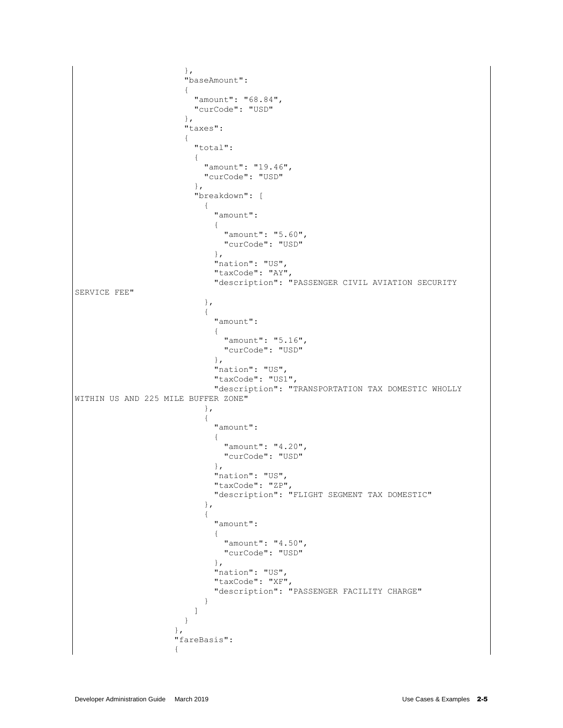```
                    },
                    "baseAmount":
                    {
                      "amount": "68.84",
                      "curCode": "USD"
                    },
                    "taxes":
                    {
                      "total":
                      {
                        "amount": "19.46",
                        "curCode": "USD"
                      },
                      "breakdown": [
                        {
                          "amount":
                          {
                            "amount": "5.60",
                            "curCode": "USD"
                          },
                          "nation": "US",
                          "taxCode": "AY",
                          "description": "PASSENGER CIVIL AVIATION SECURITY
SERVICE FEE"
                        },
                        {
                          "amount":
                          {
                            "amount": "5.16",
                            "curCode": "USD"
                          },
                          "nation": "US",
                          "taxCode": "US1",
                          "description": "TRANSPORTATION TAX DOMESTIC WHOLLY
WITHIN US AND 225 MILE BUFFER ZONE"
                        },
                        {
                          "amount":
                          {
                            "amount": "4.20",
                            "curCode": "USD"
                          },
                          "nation": "US",
                          "taxCode": "ZP",
                          "description": "FLIGHT SEGMENT TAX DOMESTIC"
                        },
                        {
                          "amount":
                          {
                            "amount": "4.50",
                            "curCode": "USD"
                          },
                          "nation": "US",
                          "taxCode": "XF",
                          "description": "PASSENGER FACILITY CHARGE"
                        }
                      ]
                    }
                  },
                  "fareBasis":
                  {
```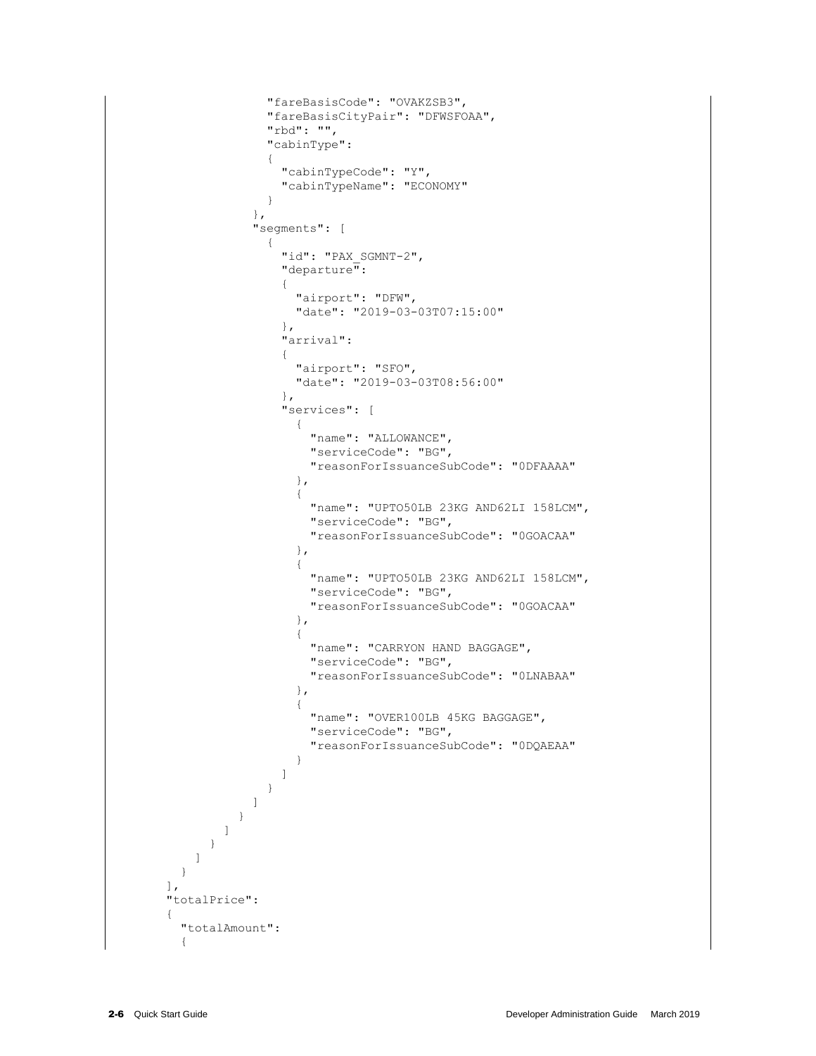```
                "fareBasisCode": "OVAKZSB3",
                "fareBasisCityPair": "DFWSFOAA",
                "rbd": "",
                "cabinType":
                {
                  "cabinTypeCode": "Y",
                  "cabinTypeName": "ECONOMY"
                }
              },
              "segments": [
                {
                  "id": "PAX_SGMNT-2",
                  "departure":
                  {
                    "airport": "DFW",
                    "date": "2019-03-03T07:15:00"
                  },
                  "arrival":
                  {
                    "airport": "SFO",
                    "date": "2019-03-03T08:56:00"
                  },
                  "services": [
                    {
                      "name": "ALLOWANCE",
                      "serviceCode": "BG",
                      "reasonForIssuanceSubCode": "0DFAAAA"
                    },
                    {
                      "name": "UPTO50LB 23KG AND62LI 158LCM",
                      "serviceCode": "BG",
                      "reasonForIssuanceSubCode": "0GOACAA"
                    },
                    {
                      "name": "UPTO50LB 23KG AND62LI 158LCM",
                      "serviceCode": "BG",
                      "reasonForIssuanceSubCode": "0GOACAA"
                    },
                    {
                      "name": "CARRYON HAND BAGGAGE",
                      "serviceCode": "BG",
                      "reasonForIssuanceSubCode": "0LNABAA"
                    },
                    {
                      "name": "OVER100LB 45KG BAGGAGE",
                      "serviceCode": "BG",
                      "reasonForIssuanceSubCode": "0DQAEAA"
                    }
                  ]
                }
              ]
            }
          ]
        }
      ]
    }
  ],
  "totalPrice":
  {
    "totalAmount":
    {
```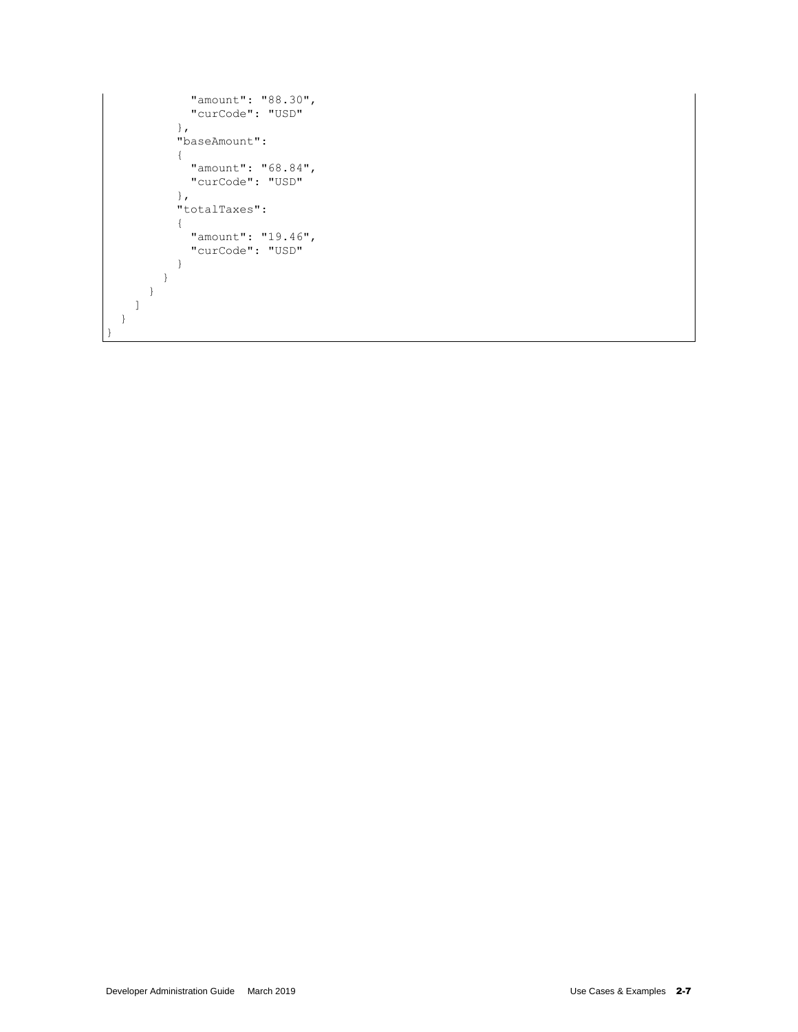```
            "amount": "88.30",
            "curCode": "USD"
          },
          "baseAmount":
          {
            "amount": "68.84",
            "curCode": "USD"
          },
          "totalTaxes":
          {
            "amount": "19.46",
            "curCode": "USD"
          }
        }
      }
    ]
  }
}
```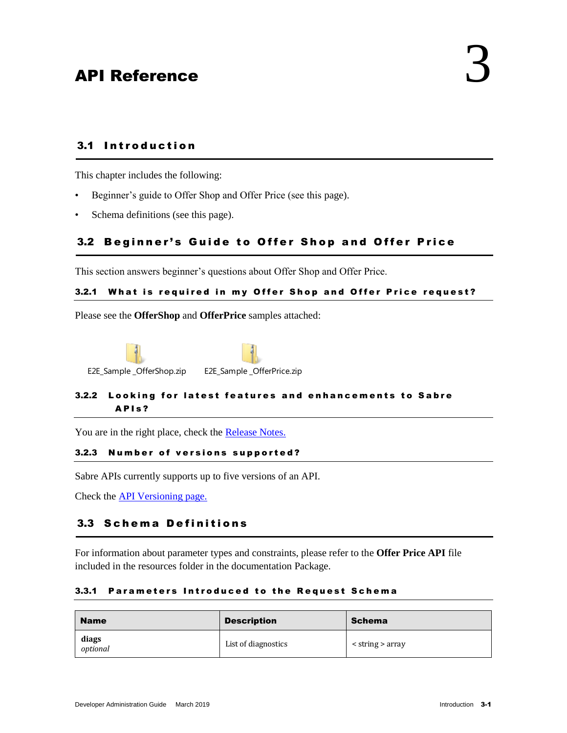# API Reference

## 3.1 Introduction

This chapter includes the following:

- Beginner's guide to Offer Shop and Offer Price (see this page).
- Schema definitions (see this page).

## 3.2 Beginner's Guide to Offer Shop and Offer Price

This section answers beginner's questions about Offer Shop and Offer Price.

### 3.2.1 What is required in my Offer Shop and Offer Price request?

Please see the **OfferShop** and **OfferPrice** samples attached:

E2E_Sample _OfferShop.zip    E2E_Sample _OfferPrice.zip

### 3.2.2 Looking for latest features and enhancements to Sabre APIs?

You are in the right place, check the [Release Notes.]()

### 3.2.3 Number of versions supported?

Sabre APIs currently supports up to five versions of an API.

Check the [API Versioning page.]()

## 3.3 Schema Definitions

For information about parameter types and constraints, please refer to the **Offer Price API** file included in the resources folder in the documentation Package.

### 3.3.1 Parameters Introduced to the Request Schema

| Name | Description | Schema |
|---|---|---|
| **diags** *optional* | List of diagnostics | < string > array |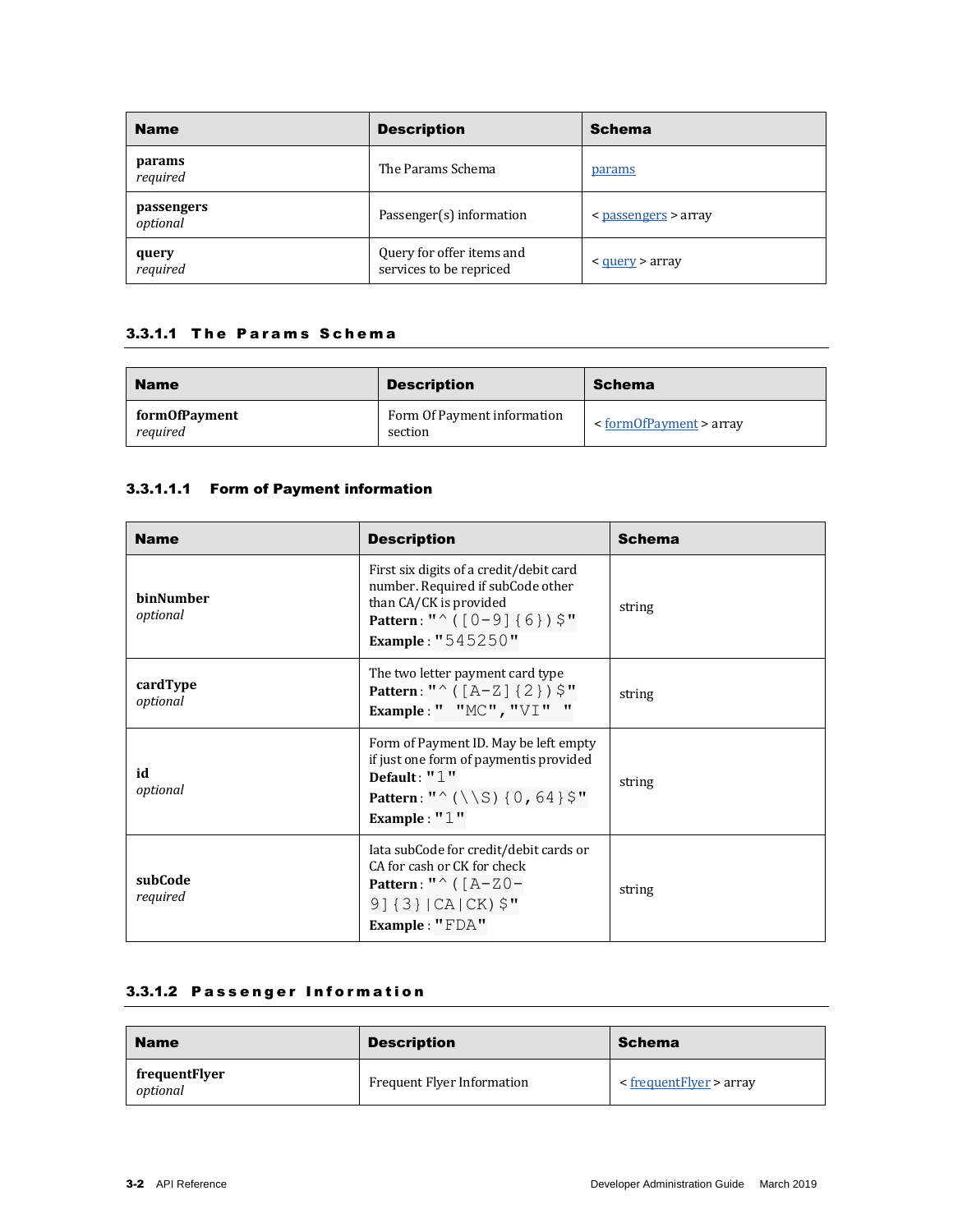| Name | Description | Schema |
|---|---|---|
| **params** *required* | The Params Schema | params |
| **passengers** *optional* | Passenger(s) information | < passengers > array |
| **query** *required* | Query for offer items and services to be repriced | < query > array |

#### 3.3.1.1 The Params Schema

| Name | Description | Schema |
|---|---|---|
| **formOfPayment** *required* | Form Of Payment information section | < formOfPayment > array |

##### 3.3.1.1.1 Form of Payment information

| Name | Description | Schema |
|---|---|---|
| **binNumber** *optional* | First six digits of a credit/debit card number. Required if subCode other than CA/CK is provided **Pattern** : `"^([0-9]{6})$"` **Example** : `"545250"` | string |
| **cardType** *optional* | The two letter payment card type **Pattern** : `"^([A-Z]{2})$"` **Example** : `" "MC","VI" "` | string |
| **id** *optional* | Form of Payment ID. May be left empty if just one form of paymentis provided **Default** : `"1"` **Pattern** : `"^(\\S){0,64}$"` **Example** : `"1"` | string |
| **subCode** *required* | Iata subCode for credit/debit cards or CA for cash or CK for check **Pattern** : `"^([A-Z0-9]{3}|CA|CK)$"` **Example** : `"FDA"` | string |

#### 3.3.1.2 Passenger Information

| Name | Description | Schema |
|---|---|---|
| **frequentFlyer** *optional* | Frequent Flyer Information | < frequentFlyer > array |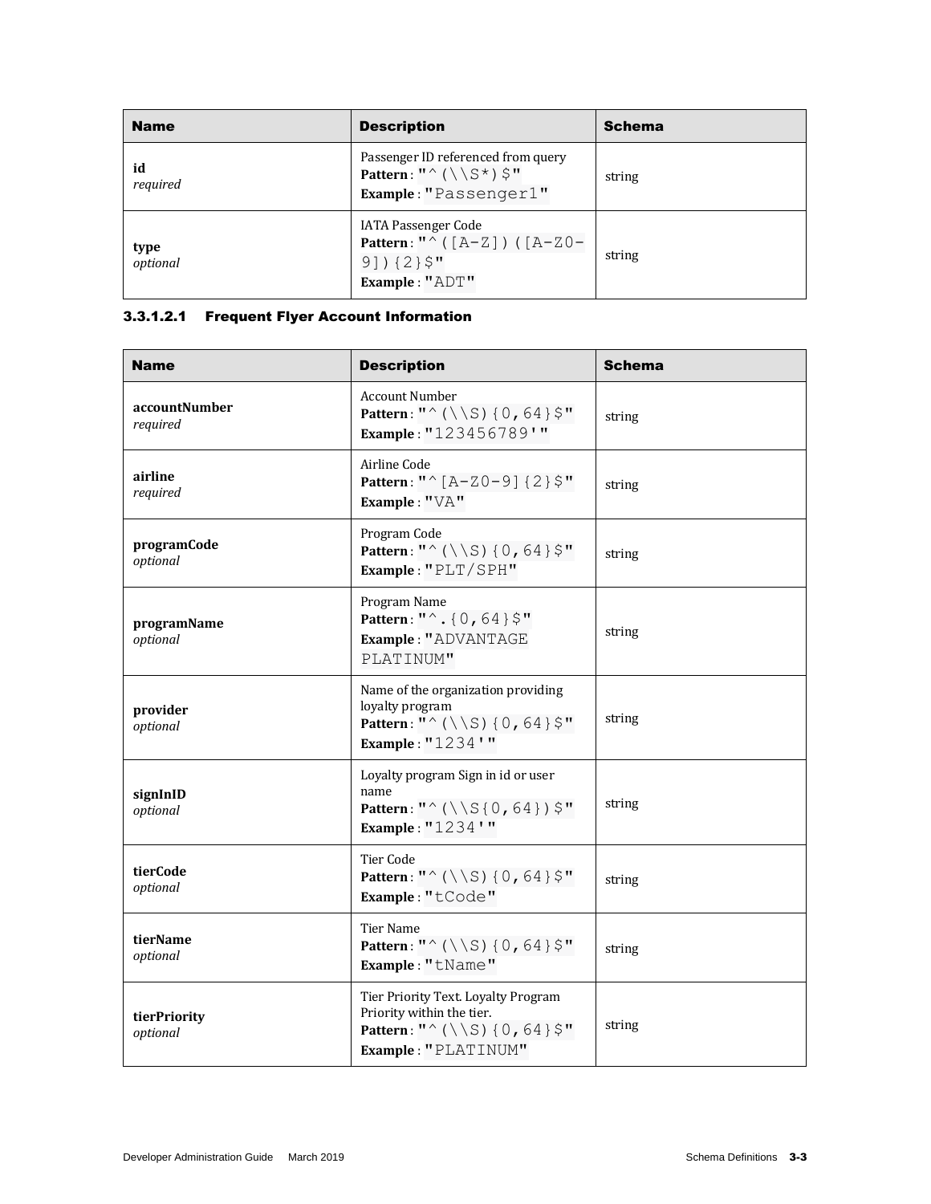| Name | Description | Schema |
| --- | --- | --- |
| **id**<br>*required* | Passenger ID referenced from query<br>**Pattern** : `"^(\\S*)$"`<br>**Example** : `"Passenger1"` | string |
| **type**<br>*optional* | IATA Passenger Code<br>**Pattern** : `"^([A-Z])([A-Z0-9]){2}$"`<br>**Example** : `"ADT"` | string |

#### 3.3.1.2.1 Frequent Flyer Account Information

| Name | Description | Schema |
| --- | --- | --- |
| **accountNumber**<br>*required* | Account Number<br>**Pattern** : `"^(\\S){0,64}$"`<br>**Example** : `"123456789'"` | string |
| **airline**<br>*required* | Airline Code<br>**Pattern** : `"^[A-Z0-9]{2}$"`<br>**Example** : `"VA"` | string |
| **programCode**<br>*optional* | Program Code<br>**Pattern** : `"^(\\S){0,64}$"`<br>**Example** : `"PLT/SPH"` | string |
| **programName**<br>*optional* | Program Name<br>**Pattern** : `"^.{0,64}$"`<br>**Example** : `"ADVANTAGE PLATINUM"` | string |
| **provider**<br>*optional* | Name of the organization providing loyalty program<br>**Pattern** : `"^(\\S){0,64}$"`<br>**Example** : `"1234'"` | string |
| **signInID**<br>*optional* | Loyalty program Sign in id or user name<br>**Pattern** : `"^(\\S{0,64})$"`<br>**Example** : `"1234'"` | string |
| **tierCode**<br>*optional* | Tier Code<br>**Pattern** : `"^(\\S){0,64}$"`<br>**Example** : `"tCode"` | string |
| **tierName**<br>*optional* | Tier Name<br>**Pattern** : `"^(\\S){0,64}$"`<br>**Example** : `"tName"` | string |
| **tierPriority**<br>*optional* | Tier Priority Text. Loyalty Program Priority within the tier.<br>**Pattern** : `"^(\\S){0,64}$"`<br>**Example** : `"PLATINUM"` | string |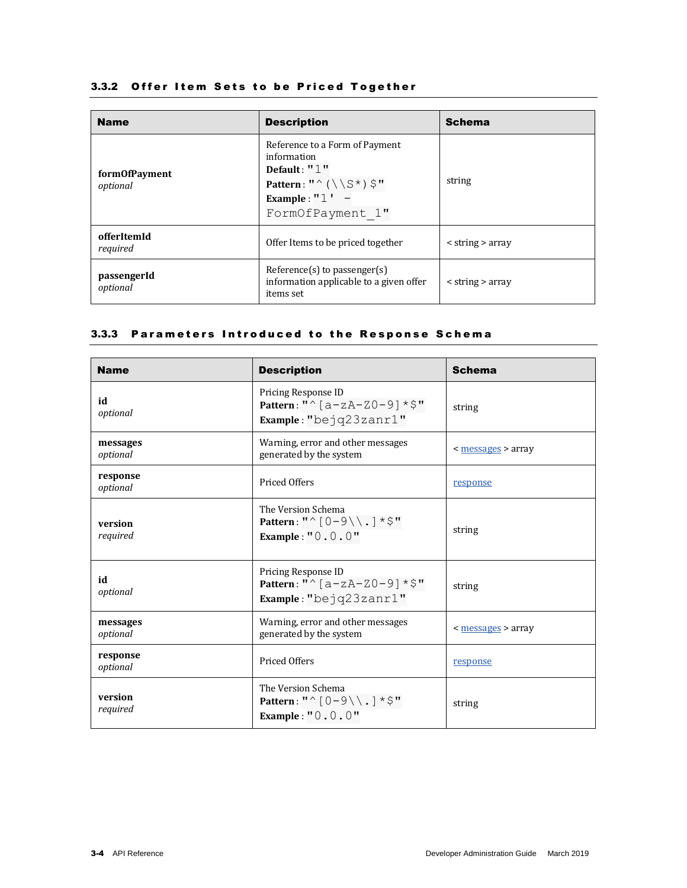### 3.3.2 Offer Item Sets to be Priced Together

| Name | Description | Schema |
|---|---|---|
| **formOfPayment** *optional* | Reference to a Form of Payment information **Default** : "1" **Pattern** : "^(\\S*)$" **Example** : "1' - FormOfPayment_1" | string |
| **offerItemId** *required* | Offer Items to be priced together | < string > array |
| **passengerId** *optional* | Reference(s) to passenger(s) information applicable to a given offer items set | < string > array |

### 3.3.3 Parameters Introduced to the Response Schema

| Name | Description | Schema |
|---|---|---|
| **id** *optional* | Pricing Response ID **Pattern** : "^[a-zA-Z0-9]*$" **Example** : "bejq23zanr1" | string |
| **messages** *optional* | Warning, error and other messages generated by the system | < messages > array |
| **response** *optional* | Priced Offers | response |
| **version** *required* | The Version Schema **Pattern** : "^[0-9\\.]*$" **Example** : "0.0.0" | string |
| **id** *optional* | Pricing Response ID **Pattern** : "^[a-zA-Z0-9]*$" **Example** : "bejq23zanr1" | string |
| **messages** *optional* | Warning, error and other messages generated by the system | < messages > array |
| **response** *optional* | Priced Offers | response |
| **version** *required* | The Version Schema **Pattern** : "^[0-9\\.]*$" **Example** : "0.0.0" | string |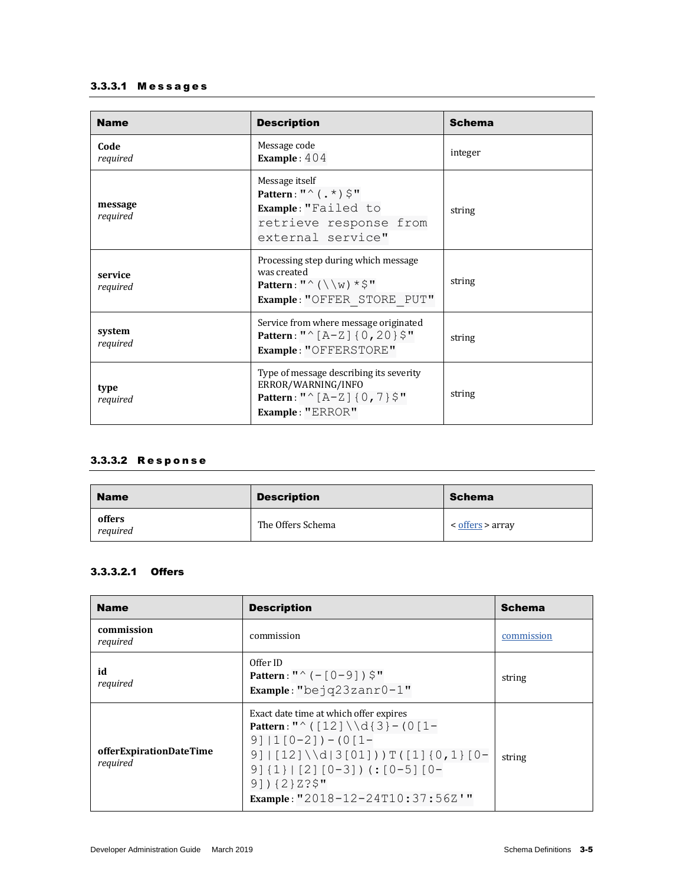### 3.3.3.1 Messages

| Name | Description | Schema |
|---|---|---|
| **Code** *required* | Message code **Example** : `404` | integer |
| **message** *required* | Message itself **Pattern** : `"^(.*)$"` **Example** : `"Failed to retrieve response from external service"` | string |
| **service** *required* | Processing step during which message was created **Pattern** : `"^(\\w)*$"` **Example** : `"OFFER_STORE_PUT"` | string |
| **system** *required* | Service from where message originated **Pattern** : `"^[A-Z]{0,20}$"` **Example** : `"OFFERSTORE"` | string |
| **type** *required* | Type of message describing its severity ERROR/WARNING/INFO **Pattern** : `"^[A-Z]{0,7}$"` **Example** : `"ERROR"` | string |

### 3.3.3.2 Response

| Name | Description | Schema |
|---|---|---|
| **offers** *required* | The Offers Schema | < offers > array |

#### 3.3.3.2.1 Offers

| Name | Description | Schema |
|---|---|---|
| **commission** *required* | commission | commission |
| **id** *required* | Offer ID **Pattern** : `"^(-[0-9])$"` **Example** : `"bejq23zanr0-1"` | string |
| **offerExpirationDateTime** *required* | Exact date time at which offer expires **Pattern** : `"^([12]\\d{3}-(0[1-9]|1[0-2])-(0[1-9]|[12]\\d|3[01]))T([1]{0,1}[0-9]{1}|[2][0-3])(:[0-5][0-9]){2}Z?$"` **Example** : `"2018-12-24T10:37:56Z'"` | string |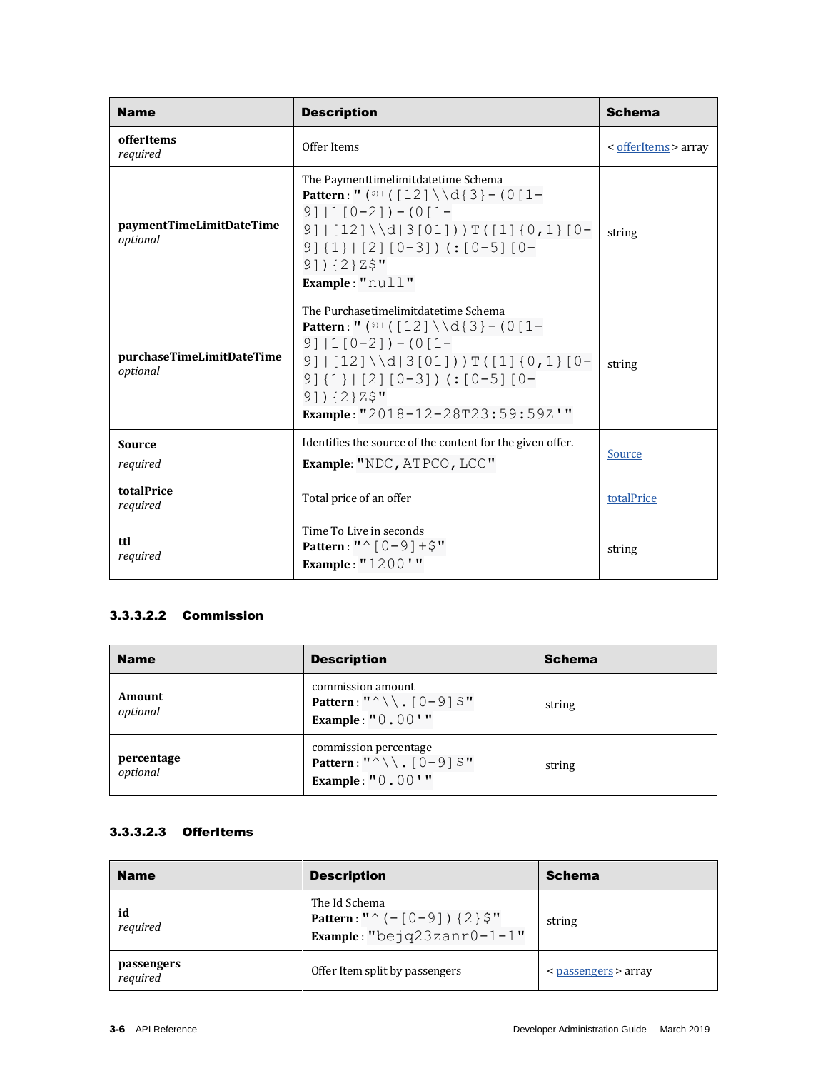| Name | Description | Schema |
|---|---|---|
| **offerItems**<br>*required* | Offer Items | < offerItems > array |
| **paymentTimeLimitDateTime**<br>*optional* | The Paymenttimelimitdatetime Schema<br>**Pattern** : `"(\$)|([12]\\d{3}-(0[1-9]|1[0-2])-(0[1-9]|[12]\\d|3[01]))T([1]{0,1}[0-9]{1}|[2][0-3])(:[0-5][0-9]){2}Z$"`<br>**Example** : `"null"` | string |
| **purchaseTimeLimitDateTime**<br>*optional* | The Purchasetimelimitdatetime Schema<br>**Pattern** : `"(\$)|([12]\\d{3}-(0[1-9]|1[0-2])-(0[1-9]|[12]\\d|3[01]))T([1]{0,1}[0-9]{1}|[2][0-3])(:[0-5][0-9]){2}Z$"`<br>**Example** : `"2018-12-28T23:59:59Z'"` | string |
| **Source**<br>*required* | Identifies the source of the content for the given offer.<br>**Example**: `"NDC,ATPCO,LCC"` | Source |
| **totalPrice**<br>*required* | Total price of an offer | totalPrice |
| **ttl**<br>*required* | Time To Live in seconds<br>**Pattern** : `"^[0-9]+$"`<br>**Example** : `"1200'"` | string |

### 3.3.3.2.2 Commission

| Name | Description | Schema |
|---|---|---|
| **Amount**<br>*optional* | commission amount<br>**Pattern** : `"^\\.[0-9]$"`<br>**Example** : `"0.00'"` | string |
| **percentage**<br>*optional* | commission percentage<br>**Pattern** : `"^\\.[0-9]$"`<br>**Example** : `"0.00'"` | string |

### 3.3.3.2.3 OfferItems

| Name | Description | Schema |
|---|---|---|
| **id**<br>*required* | The Id Schema<br>**Pattern** : `"^(-[0-9]){2}$"`<br>**Example** : `"bejq23zanr0-1-1"` | string |
| **passengers**<br>*required* | Offer Item split by passengers | < passengers > array |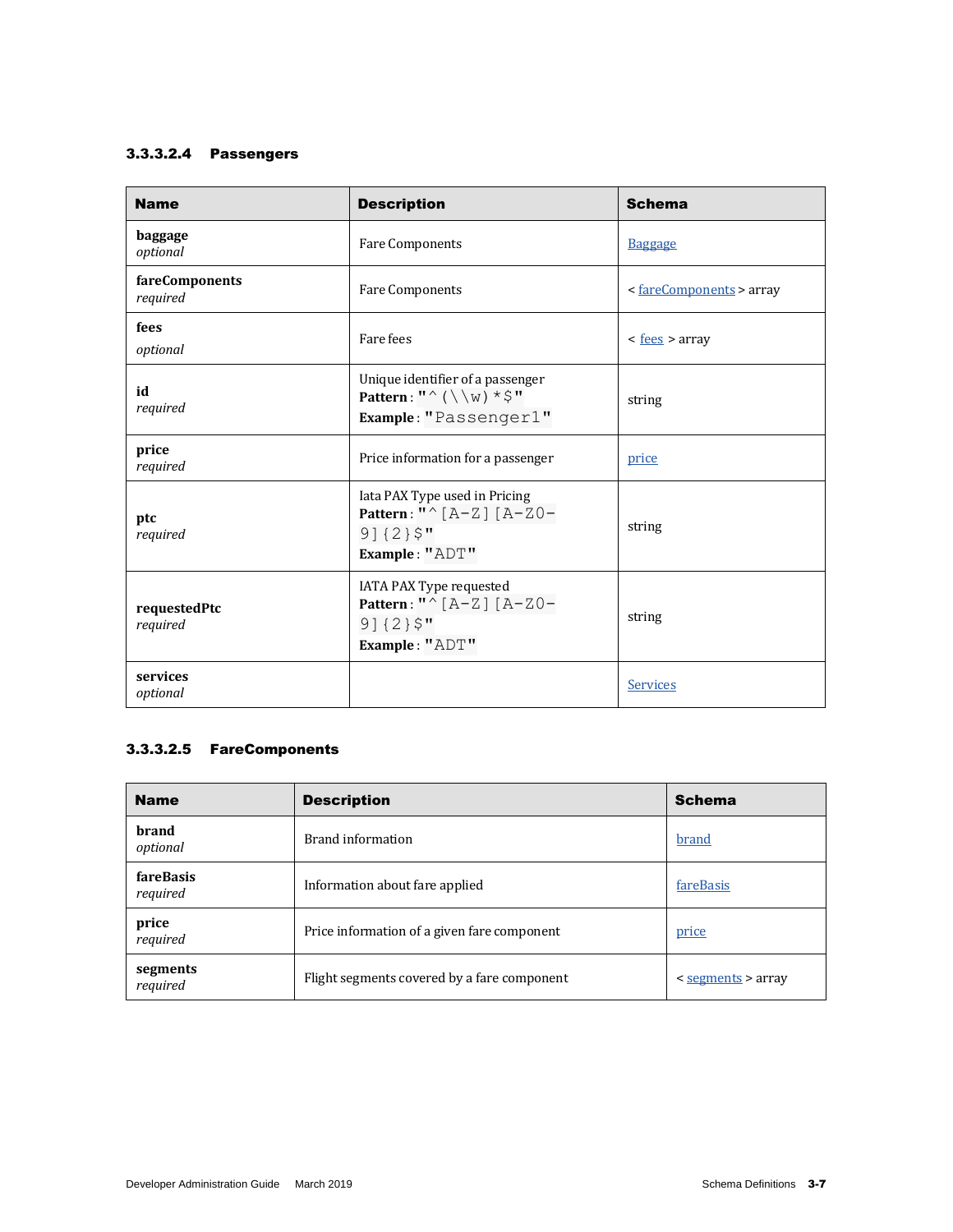### 3.3.3.2.4 Passengers

| Name | Description | Schema |
|---|---|---|
| **baggage** *optional* | Fare Components | Baggage |
| **fareComponents** *required* | Fare Components | < fareComponents > array |
| **fees** *optional* | Fare fees | < fees > array |
| **id** *required* | Unique identifier of a passenger **Pattern** : `"^(\\w)*$"` **Example** : `"Passenger1"` | string |
| **price** *required* | Price information for a passenger | price |
| **ptc** *required* | Iata PAX Type used in Pricing **Pattern** : `"^[A-Z][A-Z0-9]{2}$"` **Example** : `"ADT"` | string |
| **requestedPtc** *required* | IATA PAX Type requested **Pattern** : `"^[A-Z][A-Z0-9]{2}$"` **Example** : `"ADT"` | string |
| **services** *optional* | | Services |

### 3.3.3.2.5 FareComponents

| Name | Description | Schema |
|---|---|---|
| **brand** *optional* | Brand information | brand |
| **fareBasis** *required* | Information about fare applied | fareBasis |
| **price** *required* | Price information of a given fare component | price |
| **segments** *required* | Flight segments covered by a fare component | < segments > array |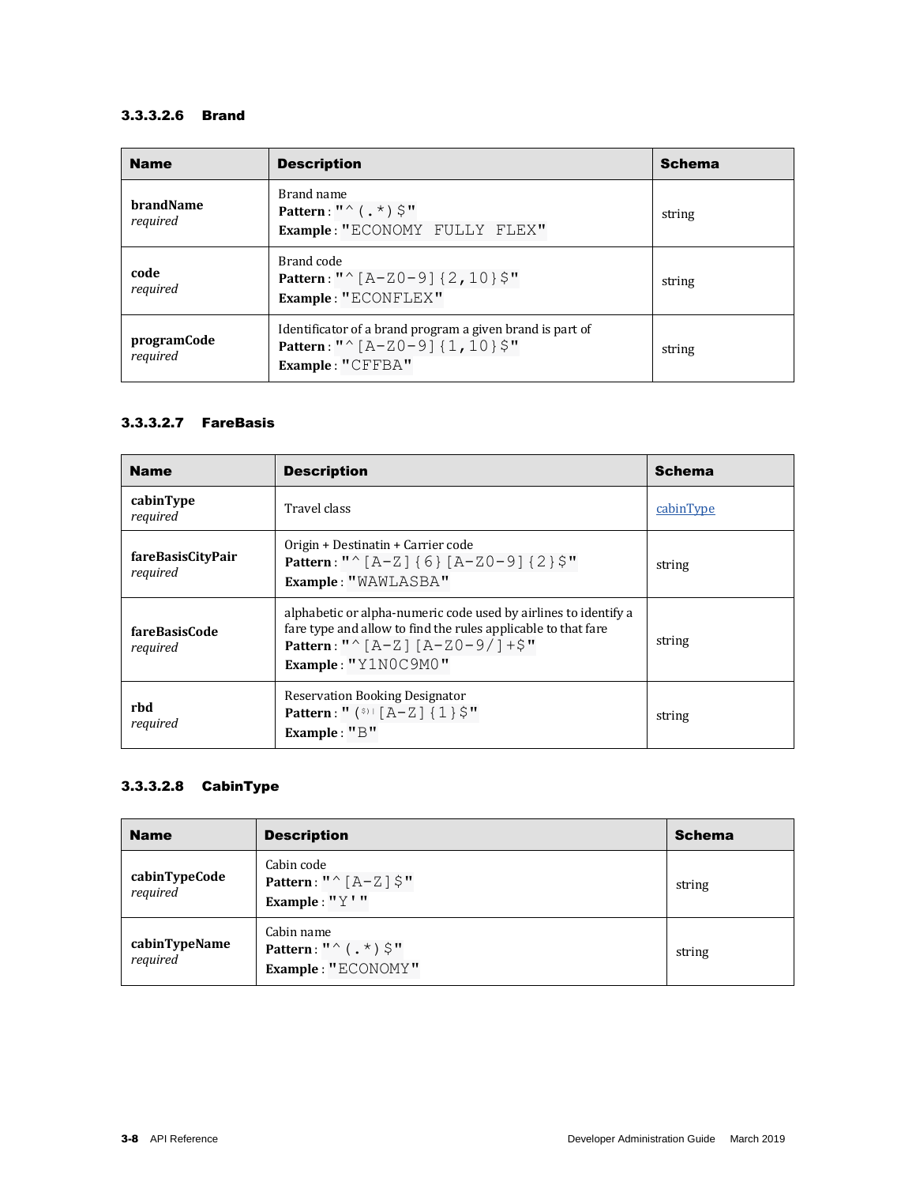#### 3.3.3.2.6 Brand

| Name | Description | Schema |
|---|---|---|
| **brandName** *required* | Brand name **Pattern** : `"^(.*)$"` **Example** : `"ECONOMY FULLY FLEX"` | string |
| **code** *required* | Brand code **Pattern** : `"^[A-Z0-9]{2,10}$"` **Example** : `"ECONFLEX"` | string |
| **programCode** *required* | Identificator of a brand program a given brand is part of **Pattern** : `"^[A-Z0-9]{1,10}$"` **Example** : `"CFFBA"` | string |

#### 3.3.3.2.7 FareBasis

| Name | Description | Schema |
|---|---|---|
| **cabinType** *required* | Travel class | cabinType |
| **fareBasisCityPair** *required* | Origin + Destinatin + Carrier code **Pattern** : `"^[A-Z]{6}[A-Z0-9]{2}$"` **Example** : `"WAWLASBA"` | string |
| **fareBasisCode** *required* | alphabetic or alpha-numeric code used by airlines to identify a fare type and allow to find the rules applicable to that fare **Pattern** : `"^[A-Z][A-Z0-9/]+$"` **Example** : `"Y1N0C9M0"` | string |
| **rbd** *required* | Reservation Booking Designator **Pattern** : `"(^)[A-Z]{1}$"` **Example** : `"B"` | string |

#### 3.3.3.2.8 CabinType

| Name | Description | Schema |
|---|---|---|
| **cabinTypeCode** *required* | Cabin code **Pattern** : `"^[A-Z]$"` **Example** : `"Y'"` | string |
| **cabinTypeName** *required* | Cabin name **Pattern** : `"^(.*)$"` **Example** : `"ECONOMY"` | string |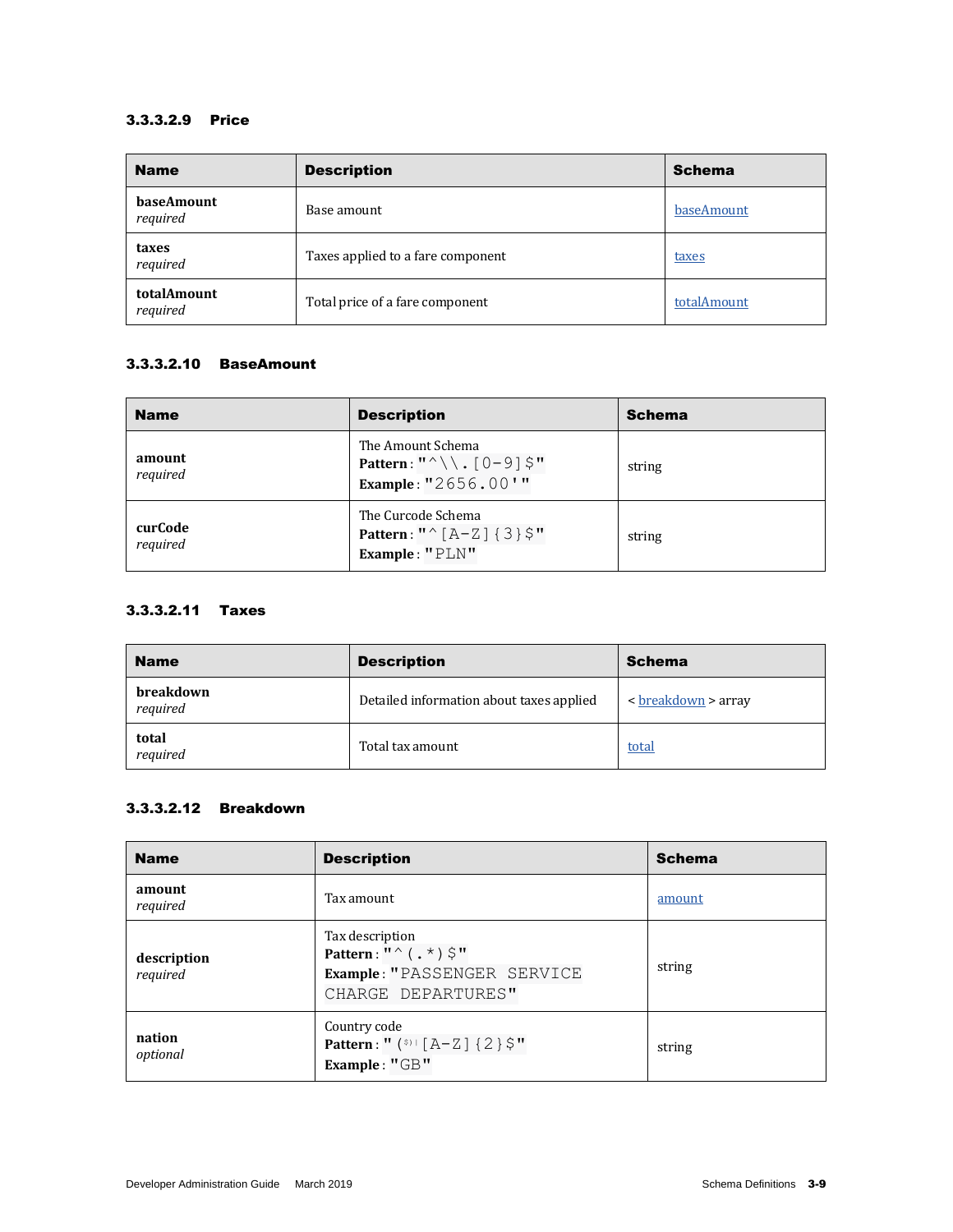#### 3.3.3.2.9 Price

| Name | Description | Schema |
|---|---|---|
| **baseAmount** *required* | Base amount | baseAmount |
| **taxes** *required* | Taxes applied to a fare component | taxes |
| **totalAmount** *required* | Total price of a fare component | totalAmount |

#### 3.3.3.2.10 BaseAmount

| Name | Description | Schema |
|---|---|---|
| **amount** *required* | The Amount Schema **Pattern** : `"^\\.[0-9]$"` **Example** : `"2656.00'"` | string |
| **curCode** *required* | The Curcode Schema **Pattern** : `"^[A-Z]{3}$"` **Example** : `"PLN"` | string |

#### 3.3.3.2.11 Taxes

| Name | Description | Schema |
|---|---|---|
| **breakdown** *required* | Detailed information about taxes applied | < breakdown > array |
| **total** *required* | Total tax amount | total |

#### 3.3.3.2.12 Breakdown

| Name | Description | Schema |
|---|---|---|
| **amount** *required* | Tax amount | amount |
| **description** *required* | Tax description **Pattern** : `"^(.*)$"` **Example** : `"PASSENGER SERVICE CHARGE DEPARTURES"` | string |
| **nation** *optional* | Country code **Pattern** : `"($)|[A-Z]{2}$"` **Example** : `"GB"` | string |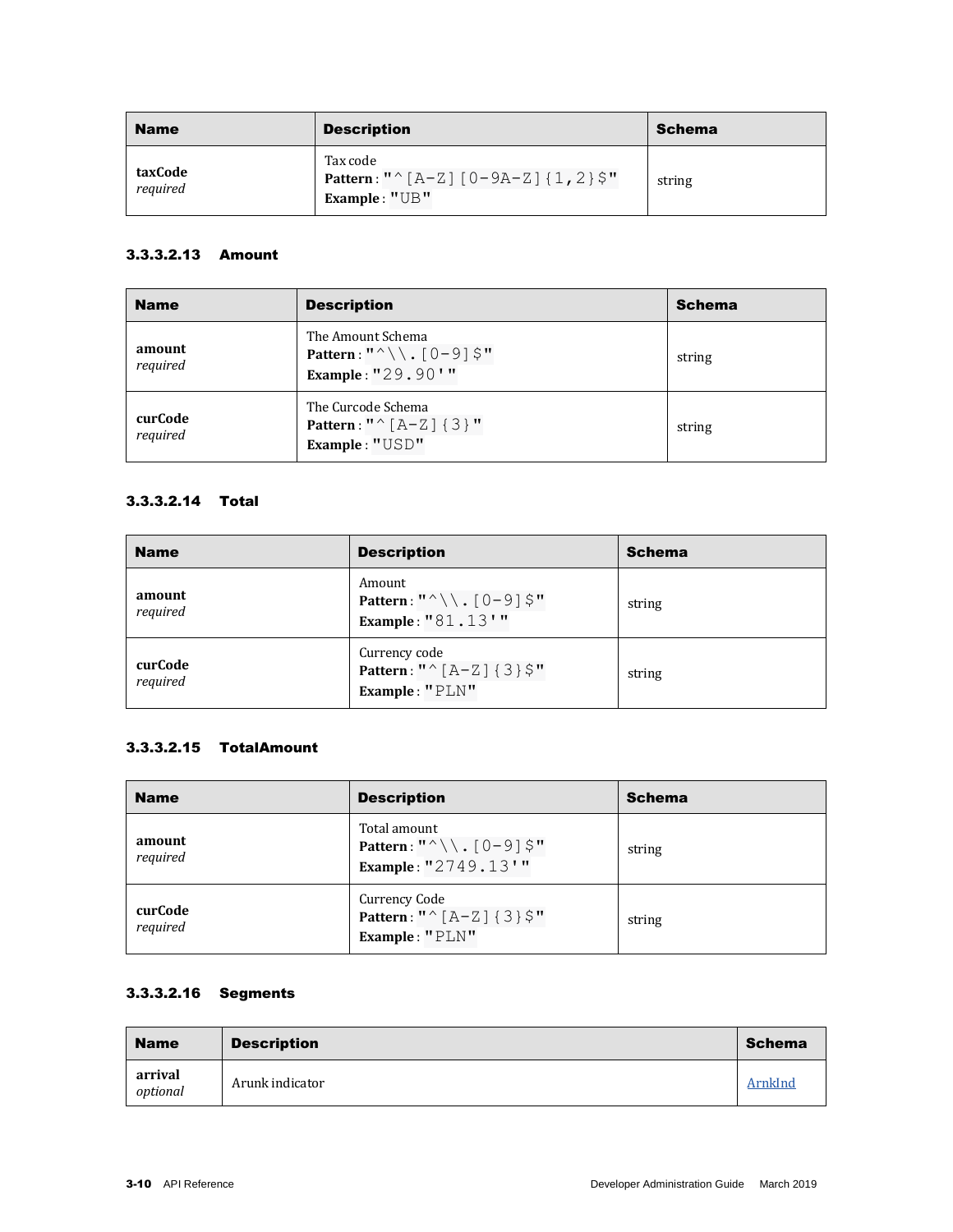| Name | Description | Schema |
| --- | --- | --- |
| **taxCode** *required* | Tax code **Pattern** : `"^[A-Z][0-9A-Z]{1,2}$"` **Example** : `"UB"` | string |

#### 3.3.3.2.13 Amount

| Name | Description | Schema |
| --- | --- | --- |
| **amount** *required* | The Amount Schema **Pattern** : `"^\\.[0-9]$"` **Example** : `"29.90'"` | string |
| **curCode** *required* | The Curcode Schema **Pattern** : `"^[A-Z]{3}"` **Example** : `"USD"` | string |

#### 3.3.3.2.14 Total

| Name | Description | Schema |
| --- | --- | --- |
| **amount** *required* | Amount **Pattern** : `"^\\.[0-9]$"` **Example** : `"81.13'"` | string |
| **curCode** *required* | Currency code **Pattern** : `"^[A-Z]{3}$"` **Example** : `"PLN"` | string |

#### 3.3.3.2.15 TotalAmount

| Name | Description | Schema |
| --- | --- | --- |
| **amount** *required* | Total amount **Pattern** : `"^\\.[0-9]$"` **Example** : `"2749.13'"` | string |
| **curCode** *required* | Currency Code **Pattern** : `"^[A-Z]{3}$"` **Example** : `"PLN"` | string |

#### 3.3.3.2.16 Segments

| Name | Description | Schema |
| --- | --- | --- |
| **arrival** *optional* | Arunk indicator | ArnkInd |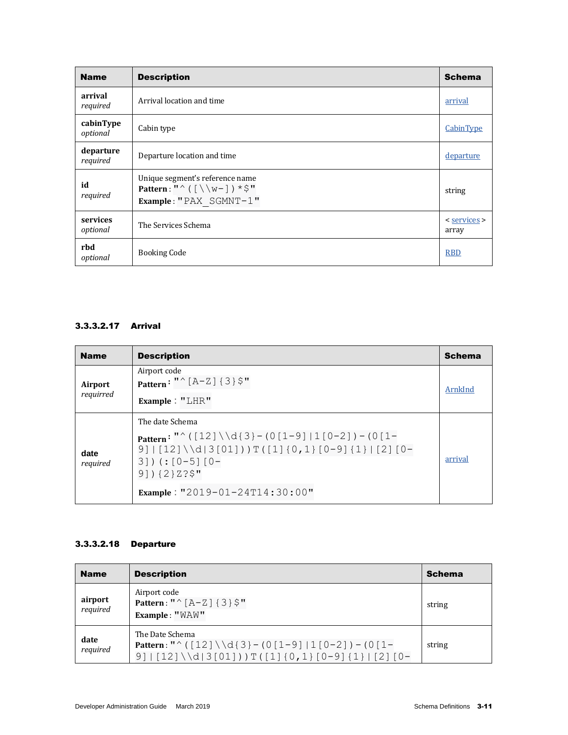| Name | Description | Schema |
|---|---|---|
| **arrival** *required* | Arrival location and time | arrival |
| **cabinType** *optional* | Cabin type | CabinType |
| **departure** *required* | Departure location and time | departure |
| **id** *required* | Unique segment's reference name **Pattern** : "^([\\w-])*$" **Example** : "PAX_SGMNT-1" | string |
| **services** *optional* | The Services Schema | < services > array |
| **rbd** *optional* | Booking Code | RBD |

#### 3.3.3.2.17 Arrival

| Name | Description | Schema |
|---|---|---|
| **Airport** *requirred* | Airport code **Pattern** : "^[A-Z]{3}$" **Example** : "LHR" | ArnkInd |
| **date** *required* | The date Schema **Pattern** : "^([12]\\d{3}-(0[1-9]\|1[0-2])-(0[1-9]\|[12]\\d\|3[01]))T([1]{0,1}[0-9]{1}\|[2][0-3])(:[0-5][0-9]){2}Z?$" **Example** : "2019-01-24T14:30:00" | arrival |

#### 3.3.3.2.18 Departure

| Name | Description | Schema |
|---|---|---|
| **airport** *required* | Airport code **Pattern** : "^[A-Z]{3}$" **Example** : "WAW" | string |
| **date** *required* | The Date Schema **Pattern** : "^([12]\\d{3}-(0[1-9]\|1[0-2])-(0[1-9]\|[12]\\d\|3[01]))T([1]{0,1}[0-9]{1}\|[2][0- | string |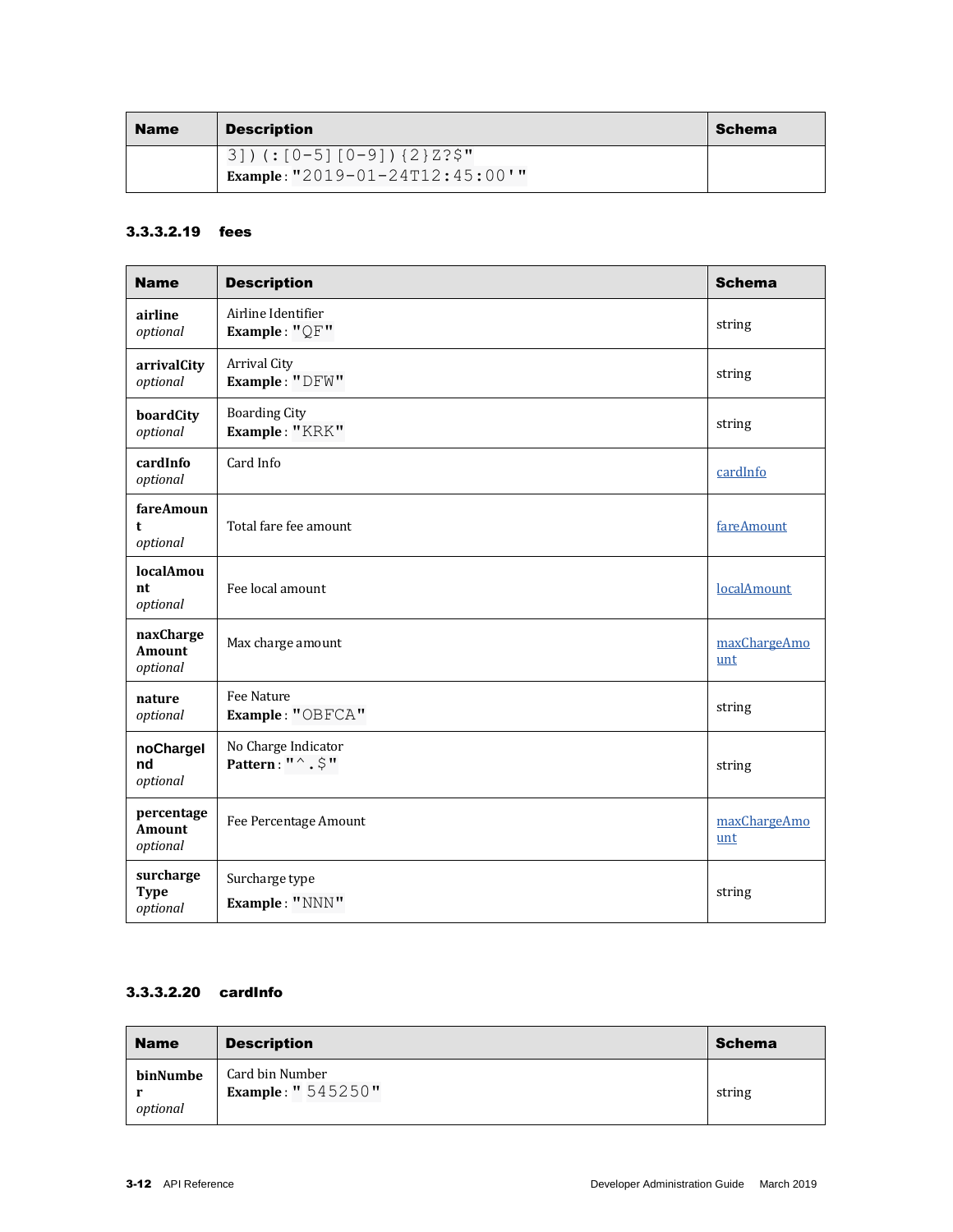| Name | Description | Schema |
|---|---|---|
| | 3])(:[0-5][0-9]){2}Z?$"<br>**Example** : "2019-01-24T12:45:00'" | |

### 3.3.3.2.19 fees

| Name | Description | Schema |
|---|---|---|
| **airline**<br>*optional* | Airline Identifier<br>**Example** : "QF" | string |
| **arrivalCity**<br>*optional* | Arrival City<br>**Example** : "DFW" | string |
| **boardCity**<br>*optional* | Boarding City<br>**Example** : "KRK" | string |
| **cardInfo**<br>*optional* | Card Info | cardInfo |
| **fareAmount**<br>*optional* | Total fare fee amount | fareAmount |
| **localAmount**<br>*optional* | Fee local amount | localAmount |
| **naxChargeAmount**<br>*optional* | Max charge amount | maxChargeAmount |
| **nature**<br>*optional* | Fee Nature<br>**Example** : "OBFCA" | string |
| **noChargeInd**<br>*optional* | No Charge Indicator<br>**Pattern** : "^.$" | string |
| **percentageAmount**<br>*optional* | Fee Percentage Amount | maxChargeAmount |
| **surchargeType**<br>*optional* | Surcharge type<br>**Example** : "NNN" | string |

### 3.3.3.2.20 cardInfo

| Name | Description | Schema |
|---|---|---|
| **binNumber**<br>*optional* | Card bin Number<br>**Example** : " 545250" | string |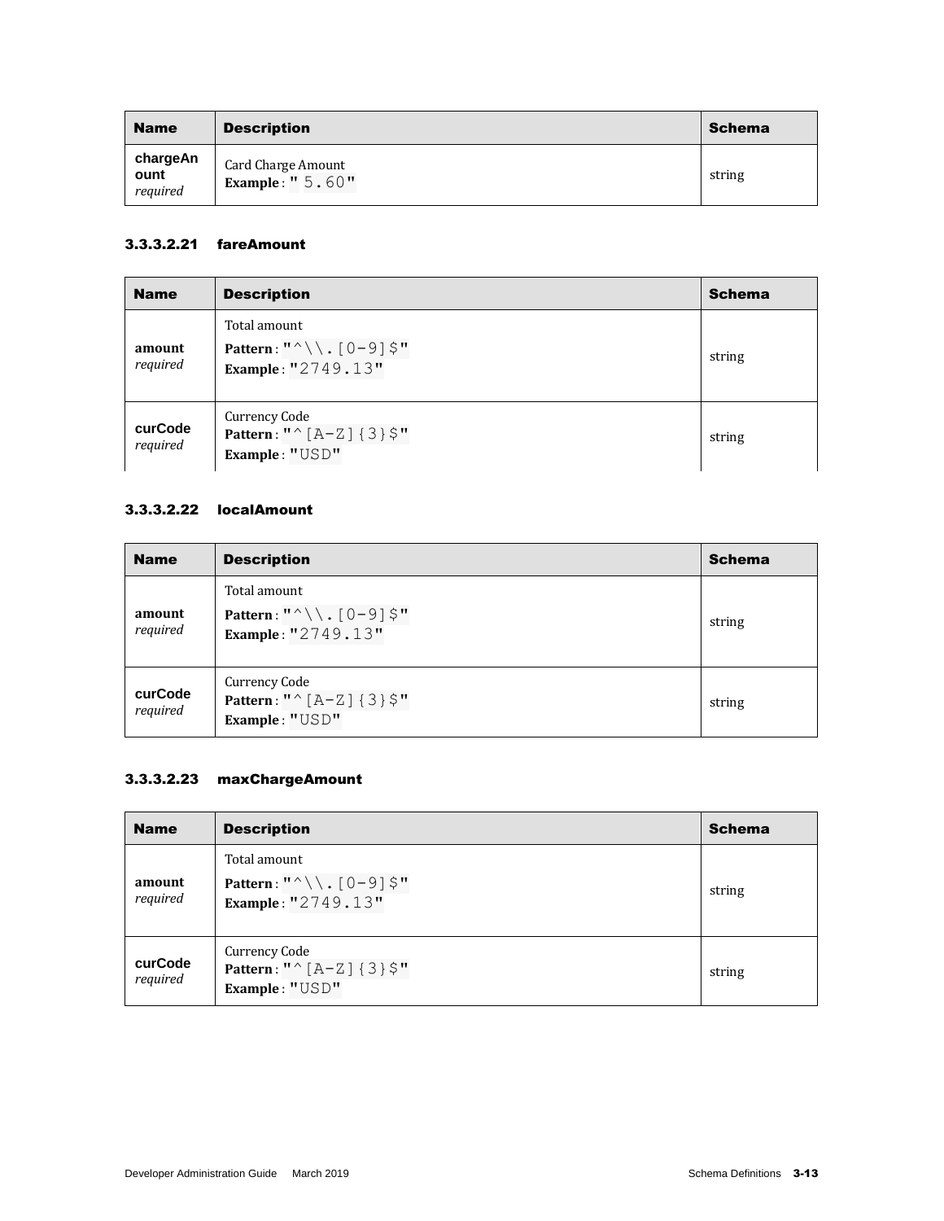| Name | Description | Schema |
|---|---|---|
| **chargeAmount** *required* | Card Charge Amount<br>**Example** : "5.60" | string |

#### 3.3.3.2.21 fareAmount

| Name | Description | Schema |
|---|---|---|
| **amount** *required* | Total amount<br>**Pattern** : "^\\.[0-9]$"<br>**Example** : "2749.13" | string |
| **curCode** *required* | Currency Code<br>**Pattern** : "^[A-Z]{3}$"<br>**Example** : "USD" | string |

#### 3.3.3.2.22 localAmount

| Name | Description | Schema |
|---|---|---|
| **amount** *required* | Total amount<br>**Pattern** : "^\\.[0-9]$"<br>**Example** : "2749.13" | string |
| **curCode** *required* | Currency Code<br>**Pattern** : "^[A-Z]{3}$"<br>**Example** : "USD" | string |

#### 3.3.3.2.23 maxChargeAmount

| Name | Description | Schema |
|---|---|---|
| **amount** *required* | Total amount<br>**Pattern** : "^\\.[0-9]$"<br>**Example** : "2749.13" | string |
| **curCode** *required* | Currency Code<br>**Pattern** : "^[A-Z]{3}$"<br>**Example** : "USD" | string |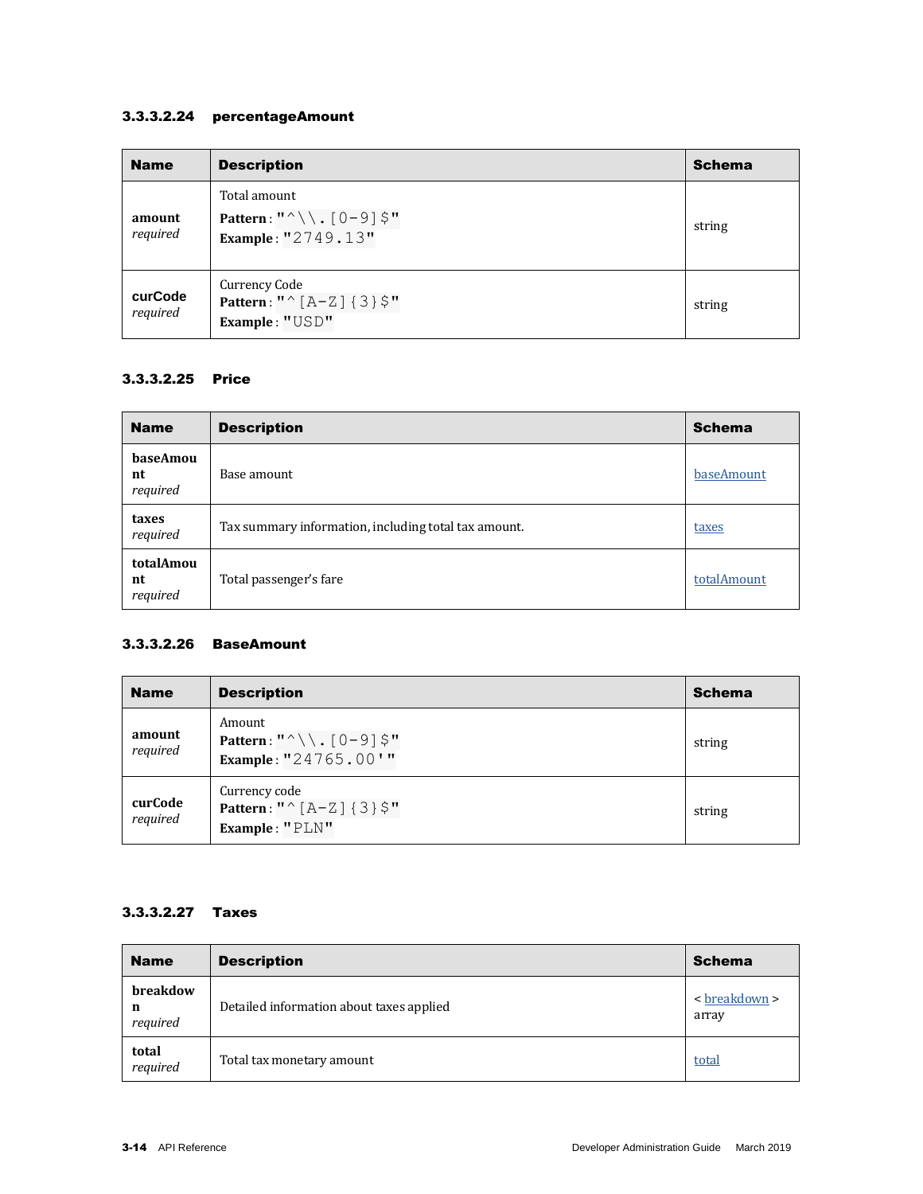#### 3.3.3.2.24 percentageAmount

| Name | Description | Schema |
|---|---|---|
| **amount** *required* | Total amount<br>**Pattern** : `"^\\.[0-9]$"`<br>**Example** : `"2749.13"` | string |
| **curCode** *required* | Currency Code<br>**Pattern** : `"^[A-Z]{3}$"`<br>**Example** : `"USD"` | string |

#### 3.3.3.2.25 Price

| Name | Description | Schema |
|---|---|---|
| **baseAmount** *required* | Base amount | baseAmount |
| **taxes** *required* | Tax summary information, including total tax amount. | taxes |
| **totalAmount** *required* | Total passenger's fare | totalAmount |

#### 3.3.3.2.26 BaseAmount

| Name | Description | Schema |
|---|---|---|
| **amount** *required* | Amount<br>**Pattern** : `"^\\.[0-9]$"`<br>**Example** : `"24765.00'"` | string |
| **curCode** *required* | Currency code<br>**Pattern** : `"^[A-Z]{3}$"`<br>**Example** : `"PLN"` | string |

#### 3.3.3.2.27 Taxes

| Name | Description | Schema |
|---|---|---|
| **breakdown** *required* | Detailed information about taxes applied | < breakdown > array |
| **total** *required* | Total tax monetary amount | total |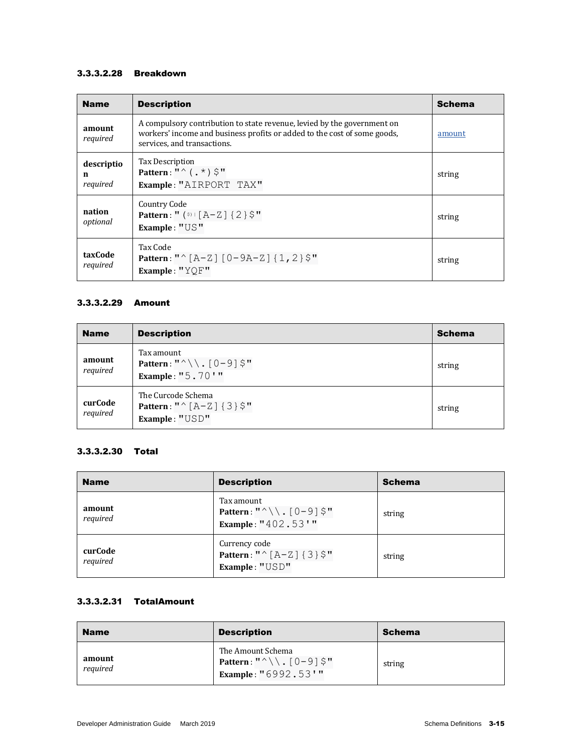### 3.3.3.2.28 Breakdown

| Name | Description | Schema |
|---|---|---|
| **amount** *required* | A compulsory contribution to state revenue, levied by the government on workers' income and business profits or added to the cost of some goods, services, and transactions. | amount |
| **description** *required* | Tax Description **Pattern** : "^(.*)$" **Example** : "AIRPORT TAX" | string |
| **nation** *optional* | Country Code **Pattern** : "(^$)\|[A-Z]{2}$" **Example** : "US" | string |
| **taxCode** *required* | Tax Code **Pattern** : "^[A-Z][0-9A-Z]{1,2}$" **Example** : "YQF" | string |

### 3.3.3.2.29 Amount

| Name | Description | Schema |
|---|---|---|
| **amount** *required* | Tax amount **Pattern** : "^\\.[0-9]$" **Example** : "5.70'" | string |
| **curCode** *required* | The Curcode Schema **Pattern** : "^[A-Z]{3}$" **Example** : "USD" | string |

### 3.3.3.2.30 Total

| Name | Description | Schema |
|---|---|---|
| **amount** *required* | Tax amount **Pattern** : "^\\.[0-9]$" **Example** : "402.53'" | string |
| **curCode** *required* | Currency code **Pattern** : "^[A-Z]{3}$" **Example** : "USD" | string |

### 3.3.3.2.31 TotalAmount

| Name | Description | Schema |
|---|---|---|
| **amount** *required* | The Amount Schema **Pattern** : "^\\.[0-9]$" **Example** : "6992.53'" | string |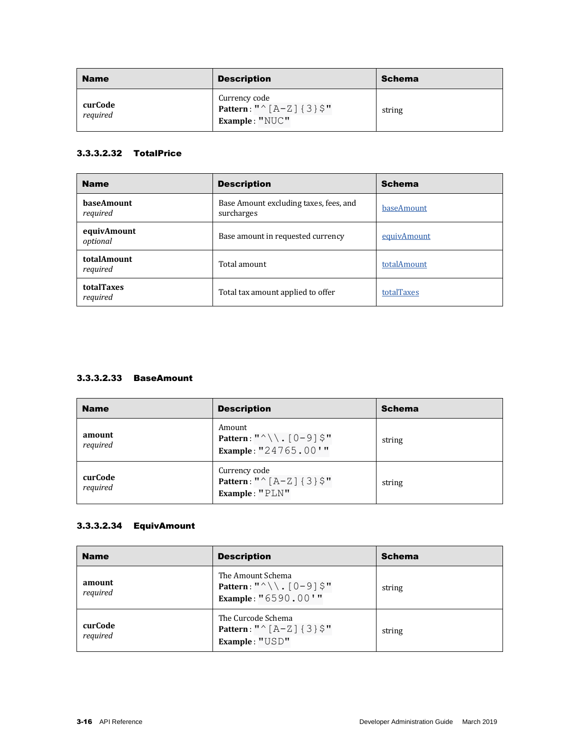| Name | Description | Schema |
|---|---|---|
| **curCode**<br>*required* | Currency code<br>**Pattern** : `"^[A-Z]{3}$"`<br>**Example** : `"NUC"` | string |

#### 3.3.3.2.32 TotalPrice

| Name | Description | Schema |
|---|---|---|
| **baseAmount**<br>*required* | Base Amount excluding taxes, fees, and surcharges | baseAmount |
| **equivAmount**<br>*optional* | Base amount in requested currency | equivAmount |
| **totalAmount**<br>*required* | Total amount | totalAmount |
| **totalTaxes**<br>*required* | Total tax amount applied to offer | totalTaxes |

#### 3.3.3.2.33 BaseAmount

| Name | Description | Schema |
|---|---|---|
| **amount**<br>*required* | Amount<br>**Pattern** : `"^\\.[0-9]$"`<br>**Example** : `"24765.00'"` | string |
| **curCode**<br>*required* | Currency code<br>**Pattern** : `"^[A-Z]{3}$"`<br>**Example** : `"PLN"` | string |

#### 3.3.3.2.34 EquivAmount

| Name | Description | Schema |
|---|---|---|
| **amount**<br>*required* | The Amount Schema<br>**Pattern** : `"^\\.[0-9]$"`<br>**Example** : `"6590.00'"` | string |
| **curCode**<br>*required* | The Curcode Schema<br>**Pattern** : `"^[A-Z]{3}$"`<br>**Example** : `"USD"` | string |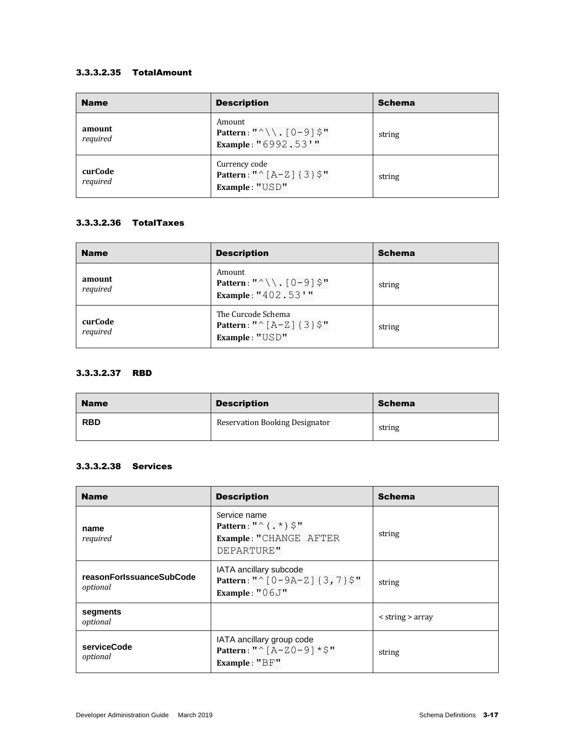### 3.3.3.2.35 TotalAmount

| Name | Description | Schema |
|---|---|---|
| **amount** *required* | Amount **Pattern** : "^\\.[0-9]$" **Example** : "6992.53'" | string |
| **curCode** *required* | Currency code **Pattern** : "^[A-Z]{3}$" **Example** : "USD" | string |

### 3.3.3.2.36 TotalTaxes

| Name | Description | Schema |
|---|---|---|
| **amount** *required* | Amount **Pattern** : "^\\.[0-9]$" **Example** : "402.53'" | string |
| **curCode** *required* | The Curcode Schema **Pattern** : "^[A-Z]{3}$" **Example** : "USD" | string |

### 3.3.3.2.37 RBD

| Name | Description | Schema |
|---|---|---|
| **RBD** | Reservation Booking Designator | string |

### 3.3.3.2.38 Services

| Name | Description | Schema |
|---|---|---|
| **name** *required* | Service name **Pattern** : "^(.*)$" **Example** : "CHANGE AFTER DEPARTURE" | string |
| **reasonForIssuanceSubCode** *optional* | IATA ancillary subcode **Pattern** : "^[0-9A-Z]{3,7}$" **Example** : "06J" | string |
| **segments** *optional* | | < string > array |
| **serviceCode** *optional* | IATA ancillary group code **Pattern** : "^[A-Z0-9]*$" **Example** : "BF" | string |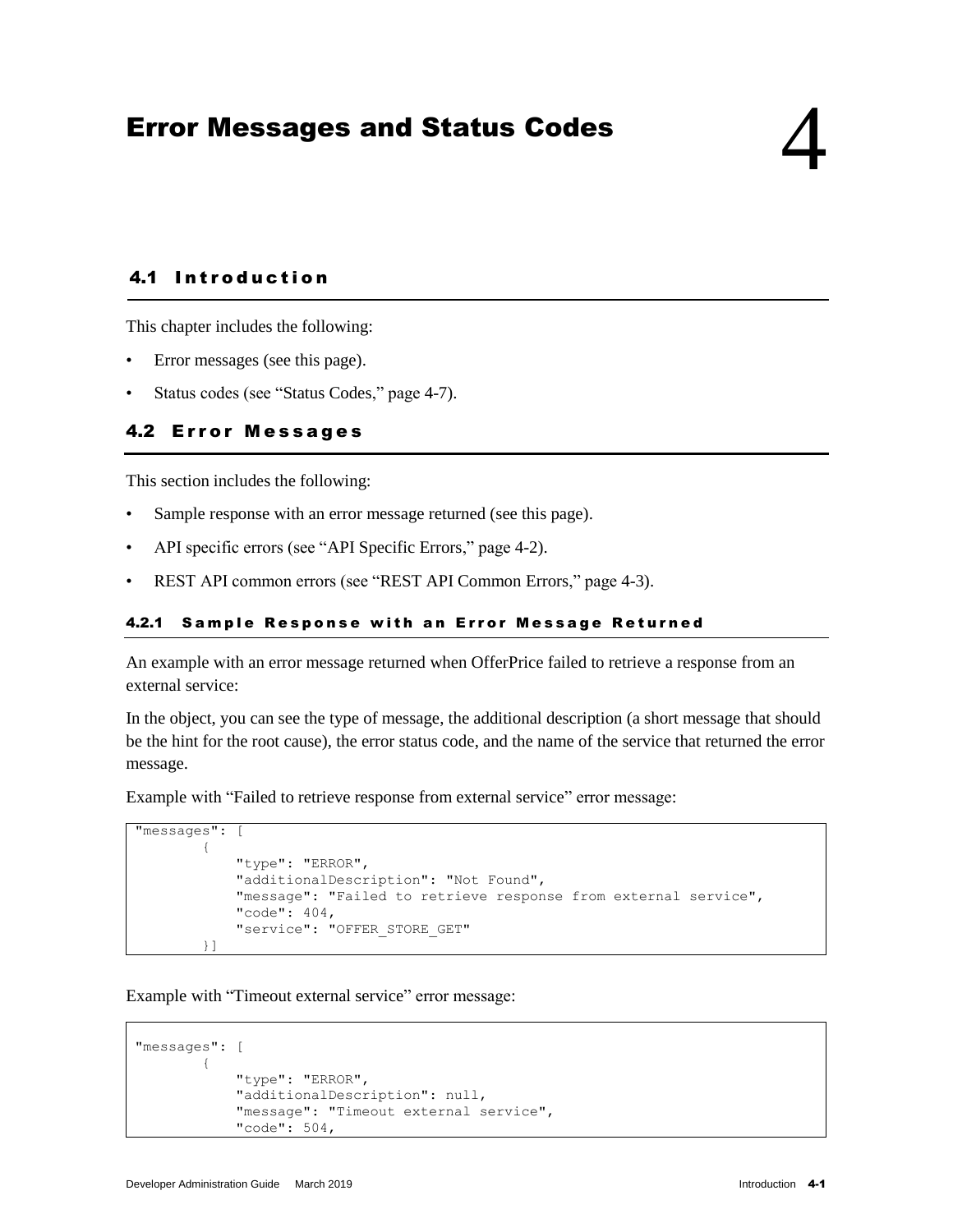# Error Messages and Status Codes 4

## 4.1 Introduction

This chapter includes the following:

- Error messages (see this page).
- Status codes (see “Status Codes,” page 4-7).

## 4.2 Error Messages

This section includes the following:

- Sample response with an error message returned (see this page).
- API specific errors (see “API Specific Errors,” page 4-2).
- REST API common errors (see “REST API Common Errors,” page 4-3).

### 4.2.1 Sample Response with an Error Message Returned

An example with an error message returned when OfferPrice failed to retrieve a response from an external service:

In the object, you can see the type of message, the additional description (a short message that should be the hint for the root cause), the error status code, and the name of the service that returned the error message.

Example with “Failed to retrieve response from external service” error message:

```
"messages": [
        {
            "type": "ERROR",
            "additionalDescription": "Not Found",
            "message": "Failed to retrieve response from external service",
            "code": 404,
            "service": "OFFER_STORE_GET"
        }]
```

Example with “Timeout external service” error message:

```
"messages": [
        {
            "type": "ERROR",
            "additionalDescription": null,
            "message": "Timeout external service",
            "code": 504,
```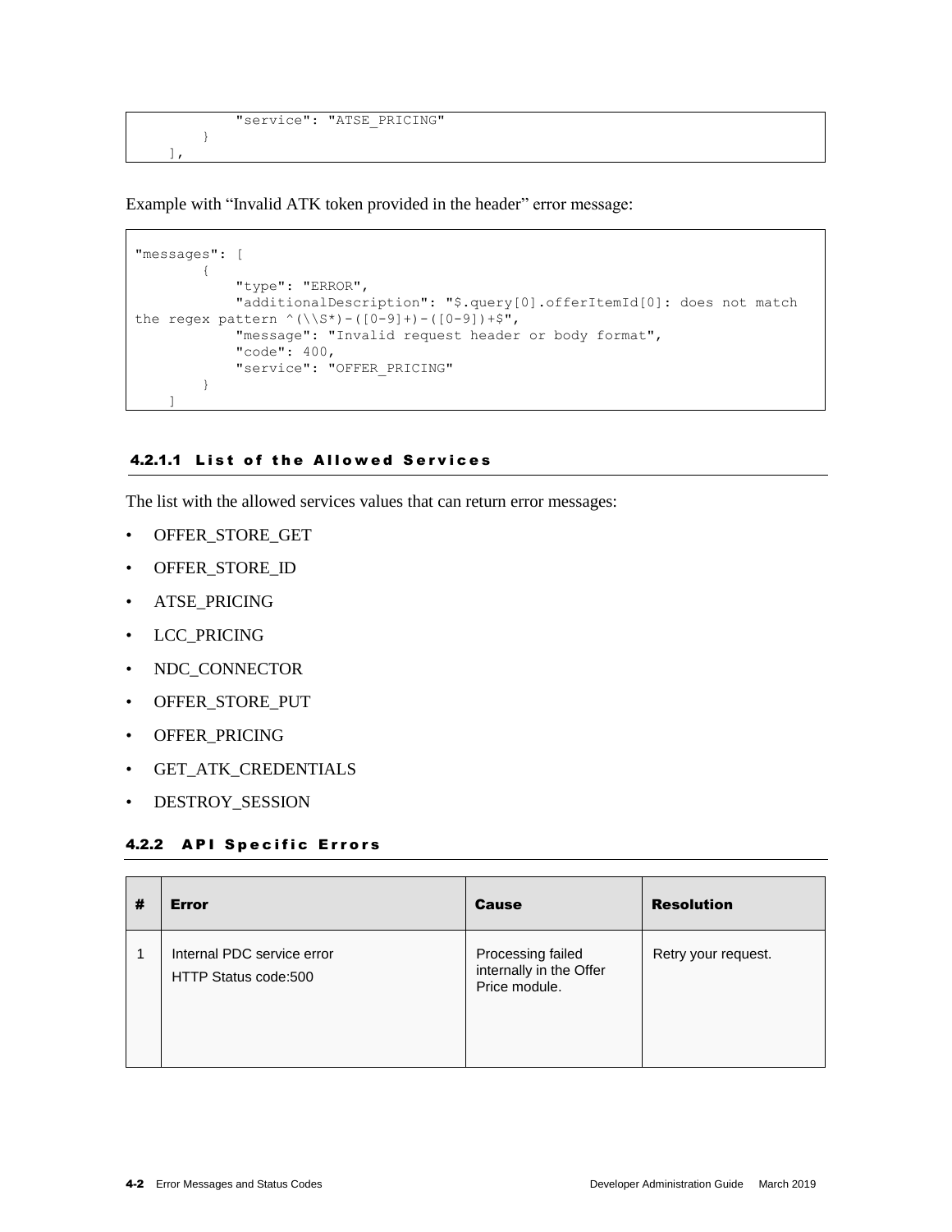```
            "service": "ATSE_PRICING"
        }
    ],
```

Example with "Invalid ATK token provided in the header" error message:

```
"messages": [
        {
            "type": "ERROR",
            "additionalDescription": "$.query[0].offerItemId[0]: does not match
the regex pattern ^(\\S*)-([0-9]+)-([0-9])+$",
            "message": "Invalid request header or body format",
            "code": 400,
            "service": "OFFER_PRICING"
        }
    ]
```

#### 4.2.1.1 List of the Allowed Services

The list with the allowed services values that can return error messages:

- OFFER_STORE_GET
- OFFER_STORE_ID
- ATSE_PRICING
- LCC_PRICING
- NDC_CONNECTOR
- OFFER_STORE_PUT
- OFFER_PRICING
- GET_ATK_CREDENTIALS
- DESTROY_SESSION

### 4.2.2 API Specific Errors

| # | Error | Cause | Resolution |
|---|---|---|---|
| 1 | Internal PDC service error<br>HTTP Status code:500 | Processing failed internally in the Offer Price module. | Retry your request. |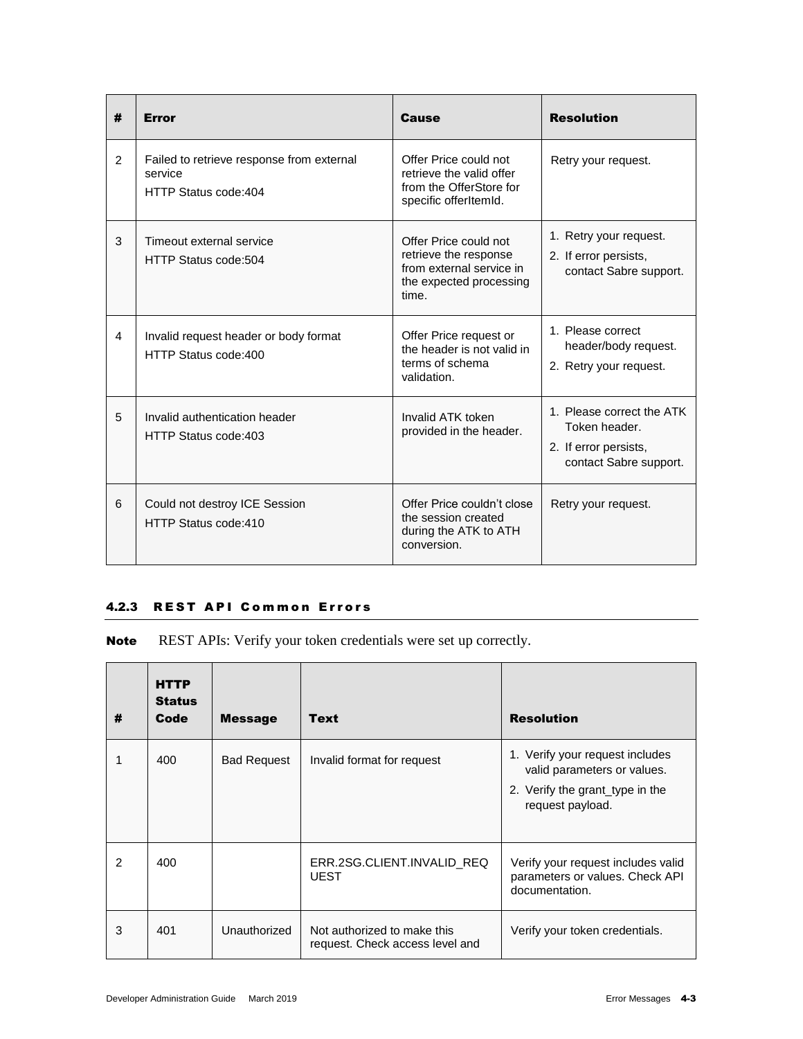| # | Error | Cause | Resolution |
| --- | --- | --- | --- |
| 2 | Failed to retrieve response from external service<br>HTTP Status code:404 | Offer Price could not retrieve the valid offer from the OfferStore for specific offerItemId. | Retry your request. |
| 3 | Timeout external service<br>HTTP Status code:504 | Offer Price could not retrieve the response from external service in the expected processing time. | 1. Retry your request.<br>2. If error persists, contact Sabre support. |
| 4 | Invalid request header or body format<br>HTTP Status code:400 | Offer Price request or the header is not valid in terms of schema validation. | 1. Please correct header/body request.<br>2. Retry your request. |
| 5 | Invalid authentication header<br>HTTP Status code:403 | Invalid ATK token provided in the header. | 1. Please correct the ATK Token header.<br>2. If error persists, contact Sabre support. |
| 6 | Could not destroy ICE Session<br>HTTP Status code:410 | Offer Price couldn't close the session created during the ATK to ATH conversion. | Retry your request. |

#### 4.2.3 REST API Common Errors

**Note** REST APIs: Verify your token credentials were set up correctly.

| # | HTTP Status Code | Message | Text | Resolution |
| --- | --- | --- | --- | --- |
| 1 | 400 | Bad Request | Invalid format for request | 1. Verify your request includes valid parameters or values.<br>2. Verify the grant_type in the request payload. |
| 2 | 400 | | ERR.2SG.CLIENT.INVALID_REQUEST | Verify your request includes valid parameters or values. Check API documentation. |
| 3 | 401 | Unauthorized | Not authorized to make this request. Check access level and | Verify your token credentials. |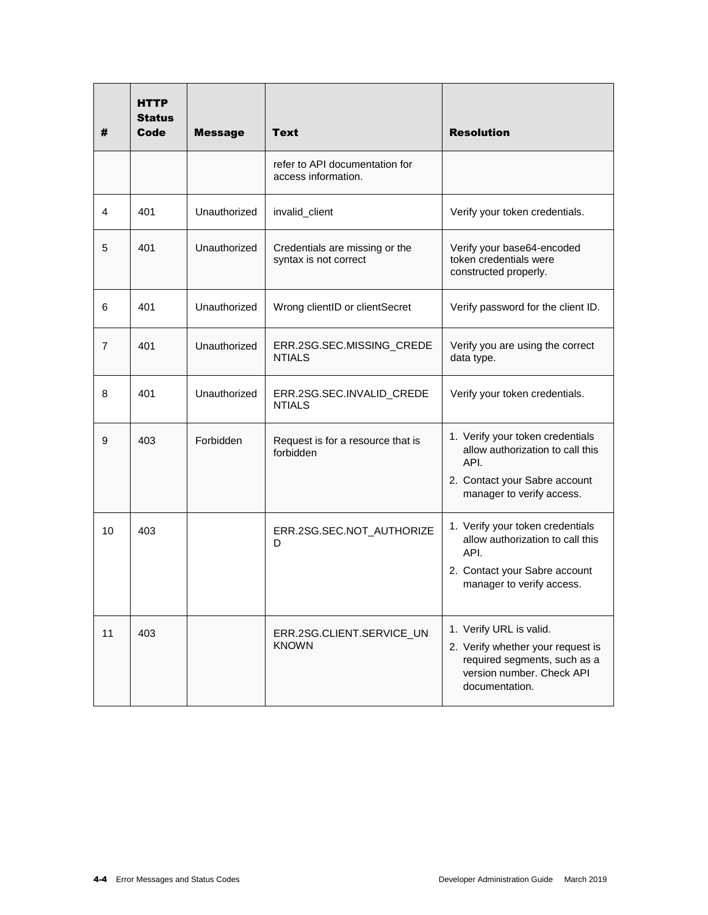| # | HTTP Status Code | Message | Text | Resolution |
|---|---|---|---|---|
| | | | refer to API documentation for access information. | |
| 4 | 401 | Unauthorized | invalid_client | Verify your token credentials. |
| 5 | 401 | Unauthorized | Credentials are missing or the syntax is not correct | Verify your base64-encoded token credentials were constructed properly. |
| 6 | 401 | Unauthorized | Wrong clientID or clientSecret | Verify password for the client ID. |
| 7 | 401 | Unauthorized | ERR.2SG.SEC.MISSING_CREDENTIALS | Verify you are using the correct data type. |
| 8 | 401 | Unauthorized | ERR.2SG.SEC.INVALID_CREDENTIALS | Verify your token credentials. |
| 9 | 403 | Forbidden | Request is for a resource that is forbidden | 1. Verify your token credentials allow authorization to call this API. 2. Contact your Sabre account manager to verify access. |
| 10 | 403 | | ERR.2SG.SEC.NOT_AUTHORIZED | 1. Verify your token credentials allow authorization to call this API. 2. Contact your Sabre account manager to verify access. |
| 11 | 403 | | ERR.2SG.CLIENT.SERVICE_UNKNOWN | 1. Verify URL is valid. 2. Verify whether your request is required segments, such as a version number. Check API documentation. |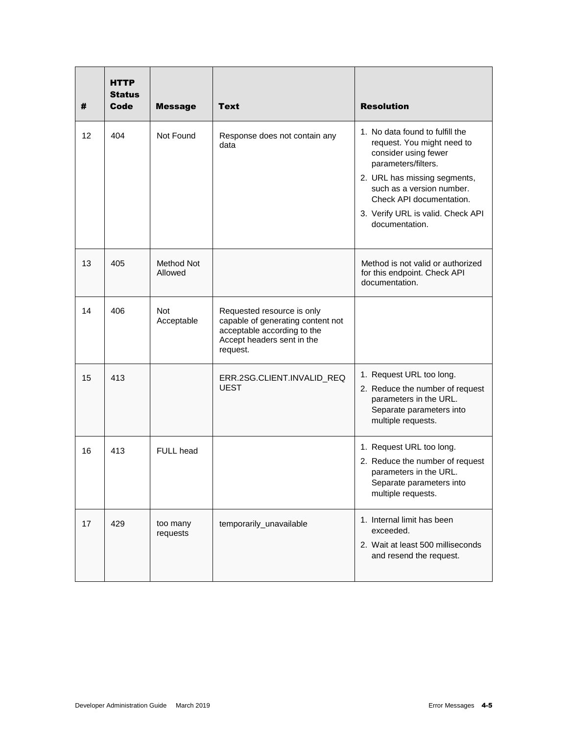| # | HTTP Status Code | Message | Text | Resolution |
|---|---|---|---|---|
| 12 | 404 | Not Found | Response does not contain any data | 1. No data found to fulfill the request. You might need to consider using fewer parameters/filters.<br>2. URL has missing segments, such as a version number. Check API documentation.<br>3. Verify URL is valid. Check API documentation. |
| 13 | 405 | Method Not Allowed | | Method is not valid or authorized for this endpoint. Check API documentation. |
| 14 | 406 | Not Acceptable | Requested resource is only capable of generating content not acceptable according to the Accept headers sent in the request. | |
| 15 | 413 | | ERR.2SG.CLIENT.INVALID_REQUEST | 1. Request URL too long.<br>2. Reduce the number of request parameters in the URL. Separate parameters into multiple requests. |
| 16 | 413 | FULL head | | 1. Request URL too long.<br>2. Reduce the number of request parameters in the URL. Separate parameters into multiple requests. |
| 17 | 429 | too many requests | temporarily_unavailable | 1. Internal limit has been exceeded.<br>2. Wait at least 500 milliseconds and resend the request. |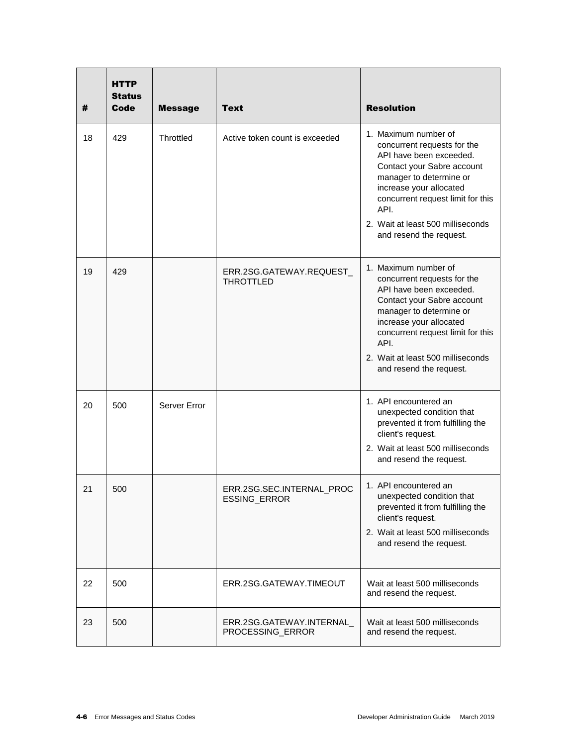| # | HTTP Status Code | Message | Text | Resolution |
|---|---|---|---|---|
| 18 | 429 | Throttled | Active token count is exceeded | 1. Maximum number of concurrent requests for the API have been exceeded. Contact your Sabre account manager to determine or increase your allocated concurrent request limit for this API.<br>2. Wait at least 500 milliseconds and resend the request. |
| 19 | 429 | | ERR.2SG.GATEWAY.REQUEST_THROTTLED | 1. Maximum number of concurrent requests for the API have been exceeded. Contact your Sabre account manager to determine or increase your allocated concurrent request limit for this API.<br>2. Wait at least 500 milliseconds and resend the request. |
| 20 | 500 | Server Error | | 1. API encountered an unexpected condition that prevented it from fulfilling the client's request.<br>2. Wait at least 500 milliseconds and resend the request. |
| 21 | 500 | | ERR.2SG.SEC.INTERNAL_PROCESSING_ERROR | 1. API encountered an unexpected condition that prevented it from fulfilling the client's request.<br>2. Wait at least 500 milliseconds and resend the request. |
| 22 | 500 | | ERR.2SG.GATEWAY.TIMEOUT | Wait at least 500 milliseconds and resend the request. |
| 23 | 500 | | ERR.2SG.GATEWAY.INTERNAL_PROCESSING_ERROR | Wait at least 500 milliseconds and resend the request. |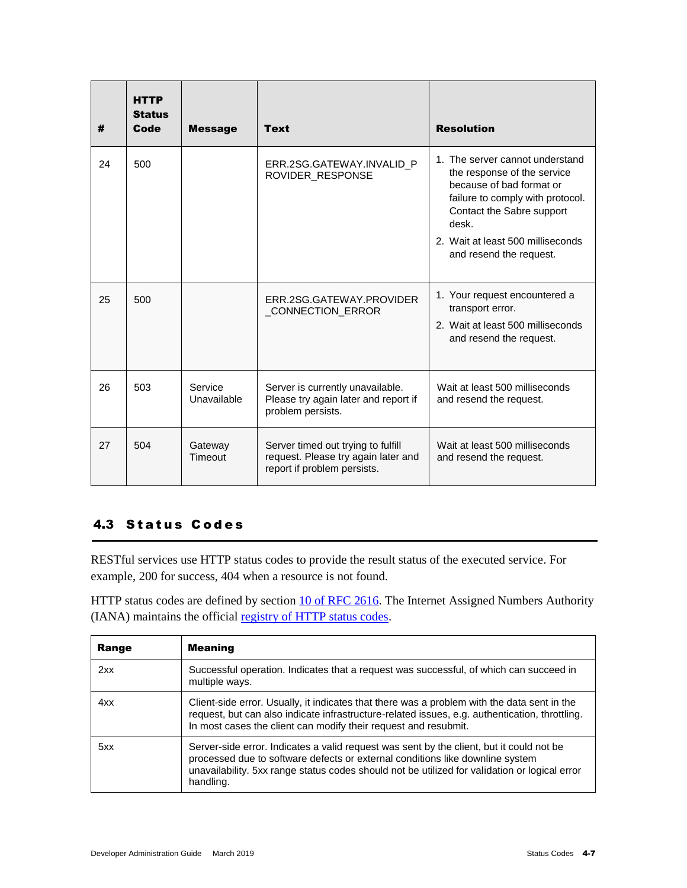| # | HTTP Status Code | Message | Text | Resolution |
|---|---|---|---|---|
| 24 | 500 | | ERR.2SG.GATEWAY.INVALID_PROVIDER_RESPONSE | 1. The server cannot understand the response of the service because of bad format or failure to comply with protocol. Contact the Sabre support desk.<br>2. Wait at least 500 milliseconds and resend the request. |
| 25 | 500 | | ERR.2SG.GATEWAY.PROVIDER_CONNECTION_ERROR | 1. Your request encountered a transport error.<br>2. Wait at least 500 milliseconds and resend the request. |
| 26 | 503 | Service Unavailable | Server is currently unavailable. Please try again later and report if problem persists. | Wait at least 500 milliseconds and resend the request. |
| 27 | 504 | Gateway Timeout | Server timed out trying to fulfill request. Please try again later and report if problem persists. | Wait at least 500 milliseconds and resend the request. |

## 4.3 Status Codes

RESTful services use HTTP status codes to provide the result status of the executed service. For example, 200 for success, 404 when a resource is not found.

HTTP status codes are defined by section 10 of RFC 2616. The Internet Assigned Numbers Authority (IANA) maintains the official registry of HTTP status codes.

| Range | Meaning |
|---|---|
| 2xx | Successful operation. Indicates that a request was successful, of which can succeed in multiple ways. |
| 4xx | Client-side error. Usually, it indicates that there was a problem with the data sent in the request, but can also indicate infrastructure-related issues, e.g. authentication, throttling. In most cases the client can modify their request and resubmit. |
| 5xx | Server-side error. Indicates a valid request was sent by the client, but it could not be processed due to software defects or external conditions like downline system unavailability. 5xx range status codes should not be utilized for validation or logical error handling. |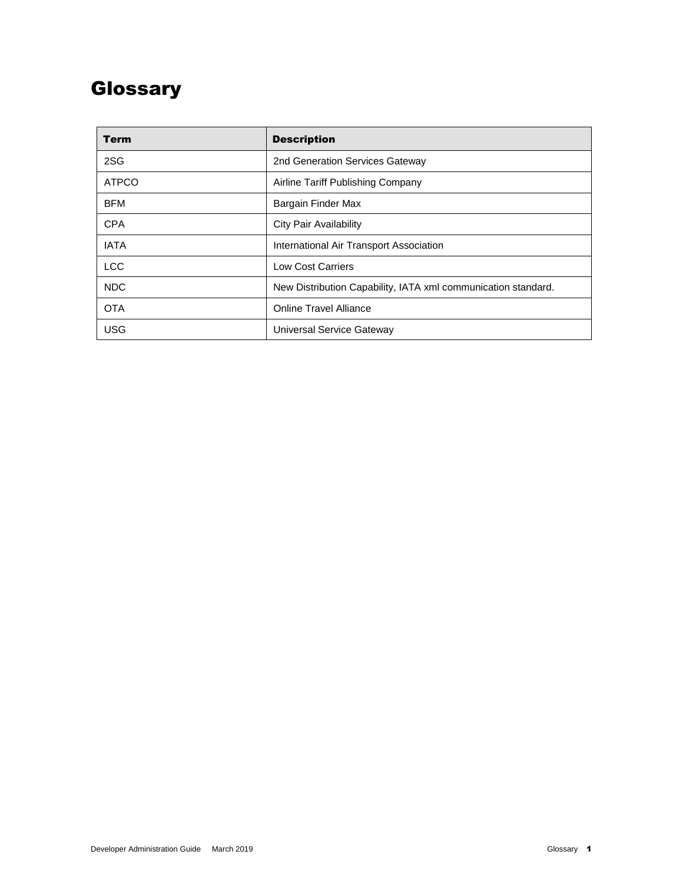# Glossary

| Term | Description |
| --- | --- |
| 2SG | 2nd Generation Services Gateway |
| ATPCO | Airline Tariff Publishing Company |
| BFM | Bargain Finder Max |
| CPA | City Pair Availability |
| IATA | International Air Transport Association |
| LCC | Low Cost Carriers |
| NDC | New Distribution Capability, IATA xml communication standard. |
| OTA | Online Travel Alliance |
| USG | Universal Service Gateway |